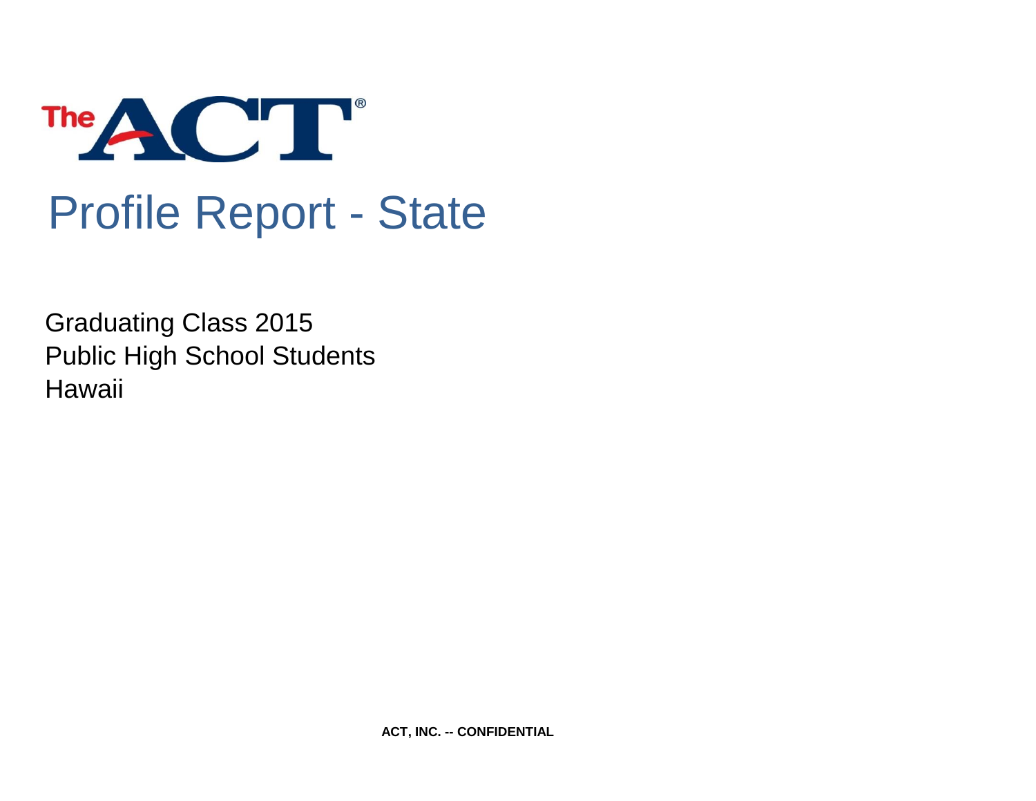The ACT®

# Profile Report - State

Graduating Class 2015
Public High School Students
Hawaii

**ACT, INC. -- CONFIDENTIAL**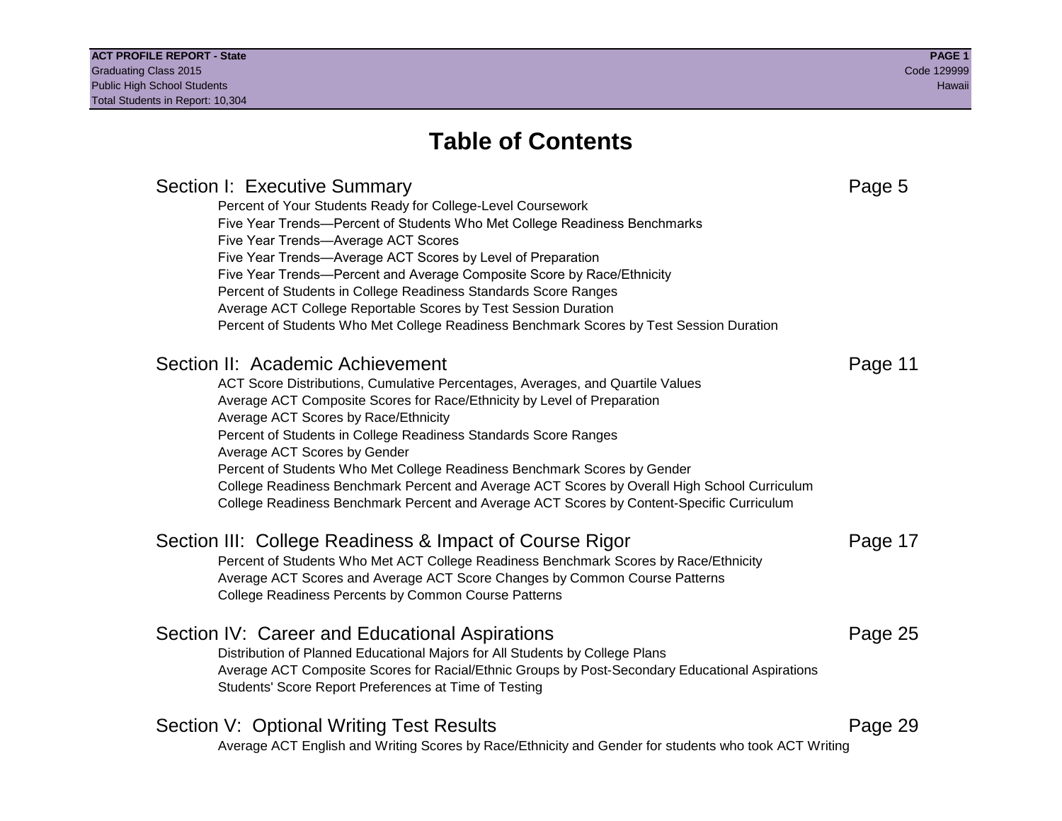# Table of Contents

## Section I: Executive Summary — Page 5

- Percent of Your Students Ready for College-Level Coursework
- Five Year Trends—Percent of Students Who Met College Readiness Benchmarks
- Five Year Trends—Average ACT Scores
- Five Year Trends—Average ACT Scores by Level of Preparation
- Five Year Trends—Percent and Average Composite Score by Race/Ethnicity
- Percent of Students in College Readiness Standards Score Ranges
- Average ACT College Reportable Scores by Test Session Duration
- Percent of Students Who Met College Readiness Benchmark Scores by Test Session Duration

## Section II: Academic Achievement — Page 11

- ACT Score Distributions, Cumulative Percentages, Averages, and Quartile Values
- Average ACT Composite Scores for Race/Ethnicity by Level of Preparation
- Average ACT Scores by Race/Ethnicity
- Percent of Students in College Readiness Standards Score Ranges
- Average ACT Scores by Gender
- Percent of Students Who Met College Readiness Benchmark Scores by Gender
- College Readiness Benchmark Percent and Average ACT Scores by Overall High School Curriculum
- College Readiness Benchmark Percent and Average ACT Scores by Content-Specific Curriculum

## Section III: College Readiness & Impact of Course Rigor — Page 17

- Percent of Students Who Met ACT College Readiness Benchmark Scores by Race/Ethnicity
- Average ACT Scores and Average ACT Score Changes by Common Course Patterns
- College Readiness Percents by Common Course Patterns

## Section IV: Career and Educational Aspirations — Page 25

- Distribution of Planned Educational Majors for All Students by College Plans
- Average ACT Composite Scores for Racial/Ethnic Groups by Post-Secondary Educational Aspirations
- Students' Score Report Preferences at Time of Testing

## Section V: Optional Writing Test Results — Page 29

- Average ACT English and Writing Scores by Race/Ethnicity and Gender for students who took ACT Writing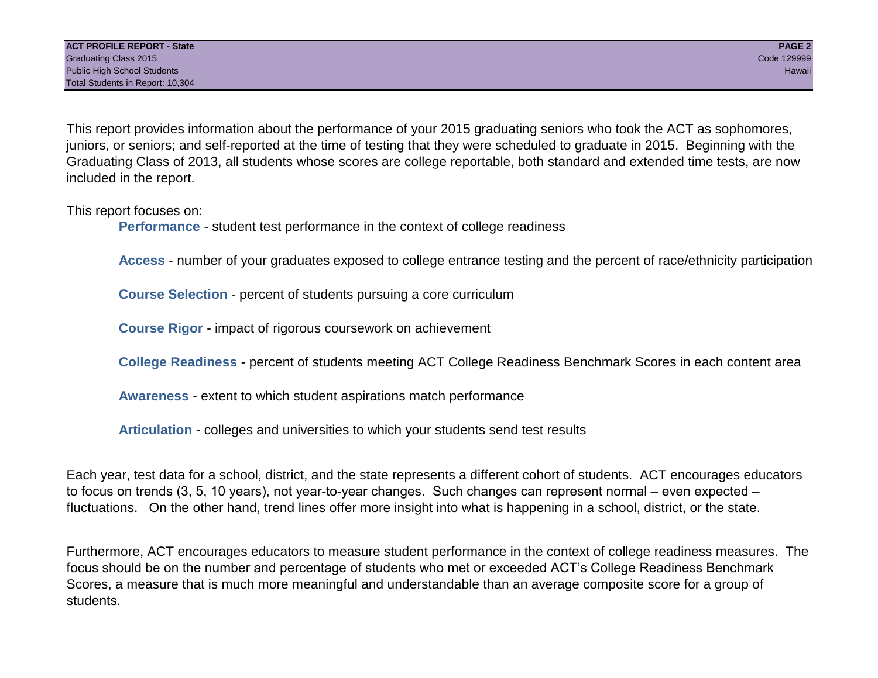This report provides information about the performance of your 2015 graduating seniors who took the ACT as sophomores, juniors, or seniors; and self-reported at the time of testing that they were scheduled to graduate in 2015. Beginning with the Graduating Class of 2013, all students whose scores are college reportable, both standard and extended time tests, are now included in the report.

This report focuses on:

- **Performance** - student test performance in the context of college readiness
- **Access** - number of your graduates exposed to college entrance testing and the percent of race/ethnicity participation
- **Course Selection** - percent of students pursuing a core curriculum
- **Course Rigor** - impact of rigorous coursework on achievement
- **College Readiness** - percent of students meeting ACT College Readiness Benchmark Scores in each content area
- **Awareness** - extent to which student aspirations match performance
- **Articulation** - colleges and universities to which your students send test results

Each year, test data for a school, district, and the state represents a different cohort of students. ACT encourages educators to focus on trends (3, 5, 10 years), not year-to-year changes. Such changes can represent normal – even expected – fluctuations. On the other hand, trend lines offer more insight into what is happening in a school, district, or the state.

Furthermore, ACT encourages educators to measure student performance in the context of college readiness measures. The focus should be on the number and percentage of students who met or exceeded ACT's College Readiness Benchmark Scores, a measure that is much more meaningful and understandable than an average composite score for a group of students.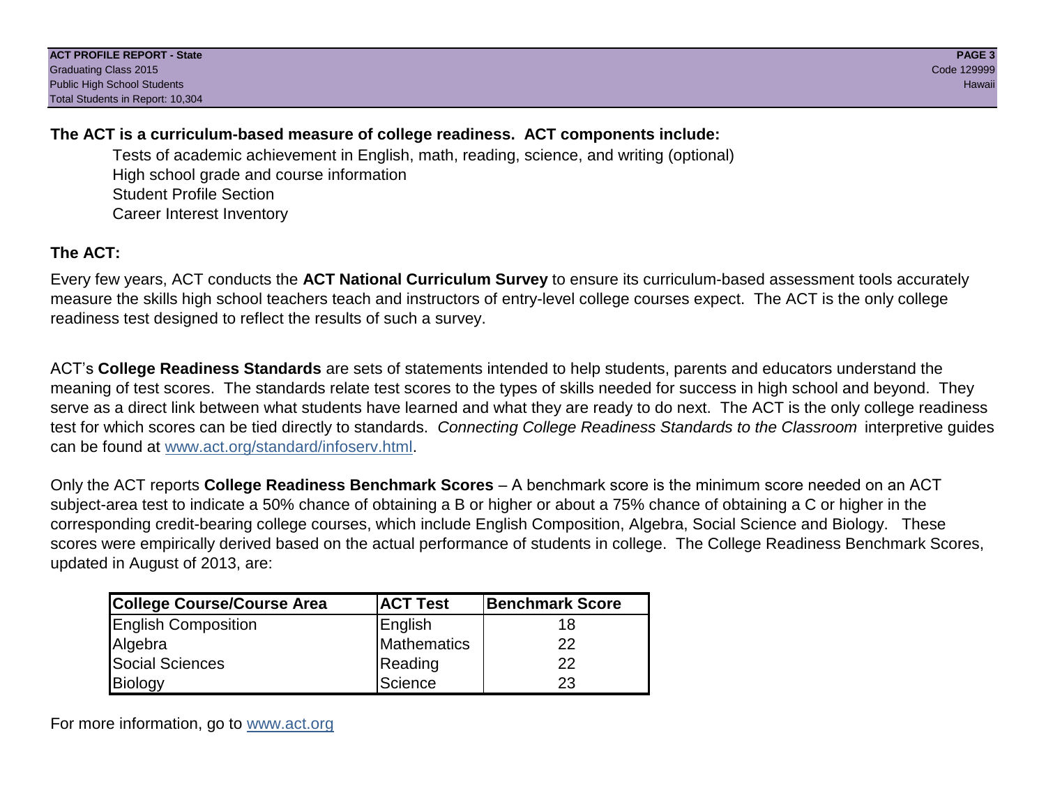**The ACT is a curriculum-based measure of college readiness. ACT components include:**

- Tests of academic achievement in English, math, reading, science, and writing (optional)
- High school grade and course information
- Student Profile Section
- Career Interest Inventory

## The ACT:

Every few years, ACT conducts the **ACT National Curriculum Survey** to ensure its curriculum-based assessment tools accurately measure the skills high school teachers teach and instructors of entry-level college courses expect. The ACT is the only college readiness test designed to reflect the results of such a survey.

ACT's **College Readiness Standards** are sets of statements intended to help students, parents and educators understand the meaning of test scores. The standards relate test scores to the types of skills needed for success in high school and beyond. They serve as a direct link between what students have learned and what they are ready to do next. The ACT is the only college readiness test for which scores can be tied directly to standards. *Connecting College Readiness Standards to the Classroom* interpretive guides can be found at www.act.org/standard/infoserv.html.

Only the ACT reports **College Readiness Benchmark Scores** – A benchmark score is the minimum score needed on an ACT subject-area test to indicate a 50% chance of obtaining a B or higher or about a 75% chance of obtaining a C or higher in the corresponding credit-bearing college courses, which include English Composition, Algebra, Social Science and Biology. These scores were empirically derived based on the actual performance of students in college. The College Readiness Benchmark Scores, updated in August of 2013, are:

| College Course/Course Area | ACT Test | Benchmark Score |
|---|---|---|
| English Composition | English | 18 |
| Algebra | Mathematics | 22 |
| Social Sciences | Reading | 22 |
| Biology | Science | 23 |

For more information, go to www.act.org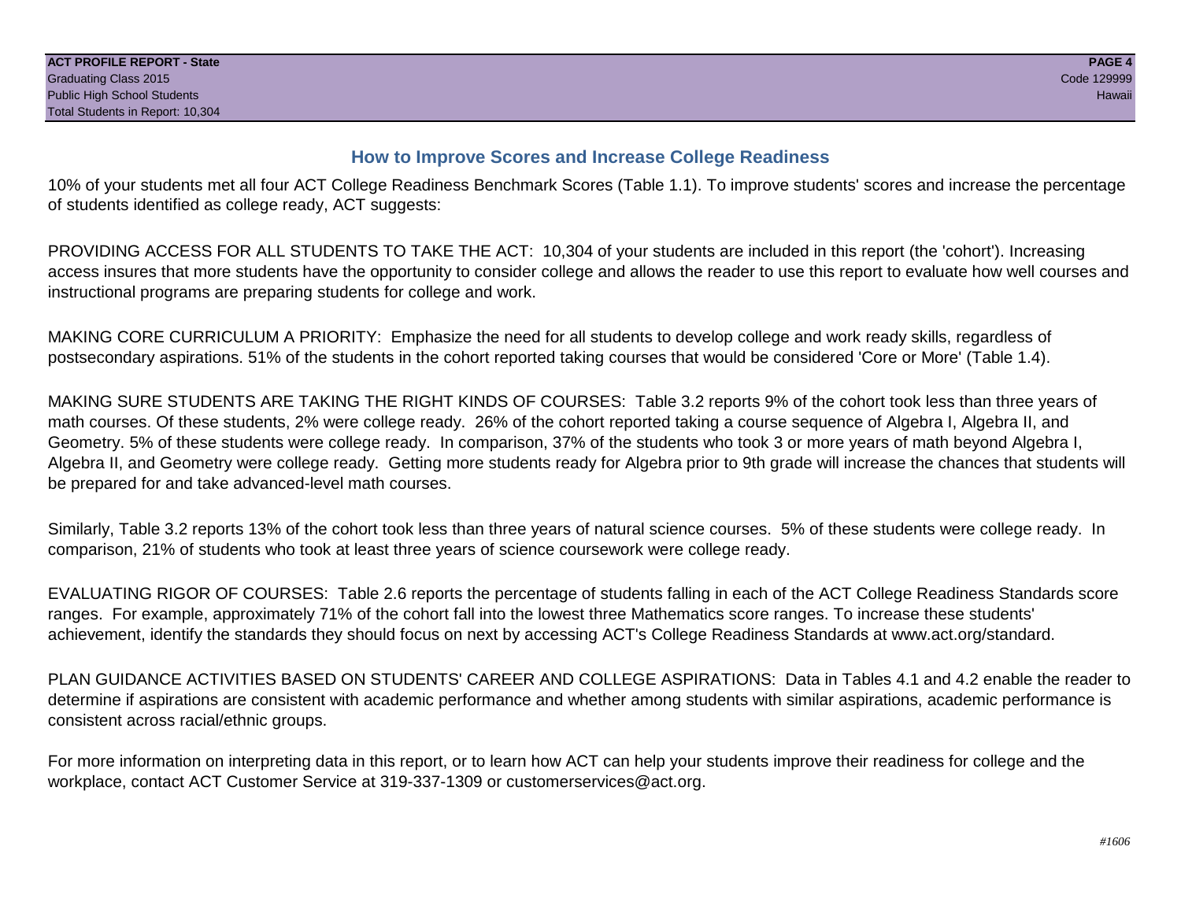## How to Improve Scores and Increase College Readiness

10% of your students met all four ACT College Readiness Benchmark Scores (Table 1.1). To improve students' scores and increase the percentage of students identified as college ready, ACT suggests:

PROVIDING ACCESS FOR ALL STUDENTS TO TAKE THE ACT: 10,304 of your students are included in this report (the 'cohort'). Increasing access insures that more students have the opportunity to consider college and allows the reader to use this report to evaluate how well courses and instructional programs are preparing students for college and work.

MAKING CORE CURRICULUM A PRIORITY: Emphasize the need for all students to develop college and work ready skills, regardless of postsecondary aspirations. 51% of the students in the cohort reported taking courses that would be considered 'Core or More' (Table 1.4).

MAKING SURE STUDENTS ARE TAKING THE RIGHT KINDS OF COURSES: Table 3.2 reports 9% of the cohort took less than three years of math courses. Of these students, 2% were college ready. 26% of the cohort reported taking a course sequence of Algebra I, Algebra II, and Geometry. 5% of these students were college ready. In comparison, 37% of the students who took 3 or more years of math beyond Algebra I, Algebra II, and Geometry were college ready. Getting more students ready for Algebra prior to 9th grade will increase the chances that students will be prepared for and take advanced-level math courses.

Similarly, Table 3.2 reports 13% of the cohort took less than three years of natural science courses. 5% of these students were college ready. In comparison, 21% of students who took at least three years of science coursework were college ready.

EVALUATING RIGOR OF COURSES: Table 2.6 reports the percentage of students falling in each of the ACT College Readiness Standards score ranges. For example, approximately 71% of the cohort fall into the lowest three Mathematics score ranges. To increase these students' achievement, identify the standards they should focus on next by accessing ACT's College Readiness Standards at www.act.org/standard.

PLAN GUIDANCE ACTIVITIES BASED ON STUDENTS' CAREER AND COLLEGE ASPIRATIONS: Data in Tables 4.1 and 4.2 enable the reader to determine if aspirations are consistent with academic performance and whether among students with similar aspirations, academic performance is consistent across racial/ethnic groups.

For more information on interpreting data in this report, or to learn how ACT can help your students improve their readiness for college and the workplace, contact ACT Customer Service at 319-337-1309 or customerservices@act.org.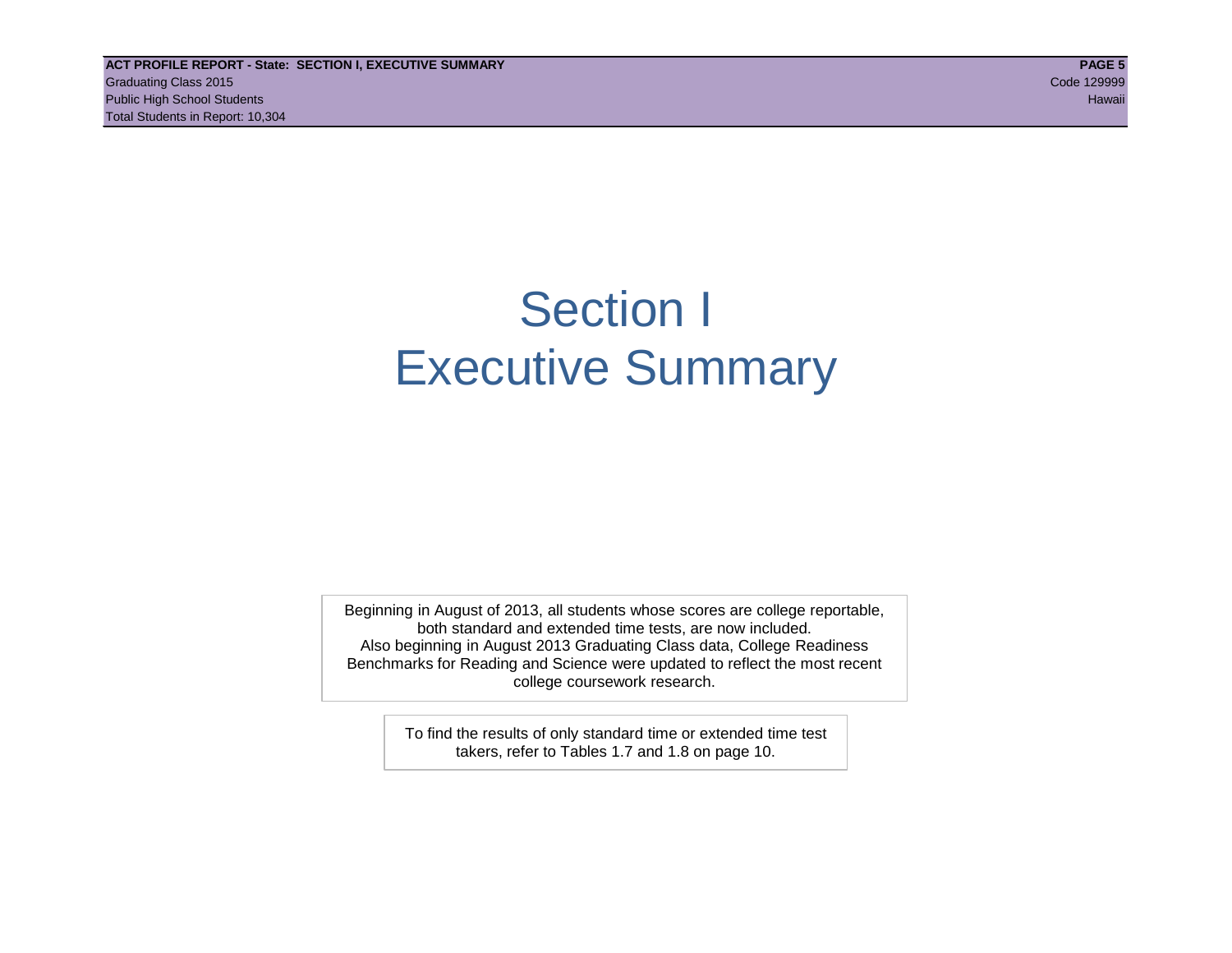# Section I
# Executive Summary

Beginning in August of 2013, all students whose scores are college reportable, both standard and extended time tests, are now included.
Also beginning in August 2013 Graduating Class data, College Readiness Benchmarks for Reading and Science were updated to reflect the most recent college coursework research.

To find the results of only standard time or extended time test takers, refer to Tables 1.7 and 1.8 on page 10.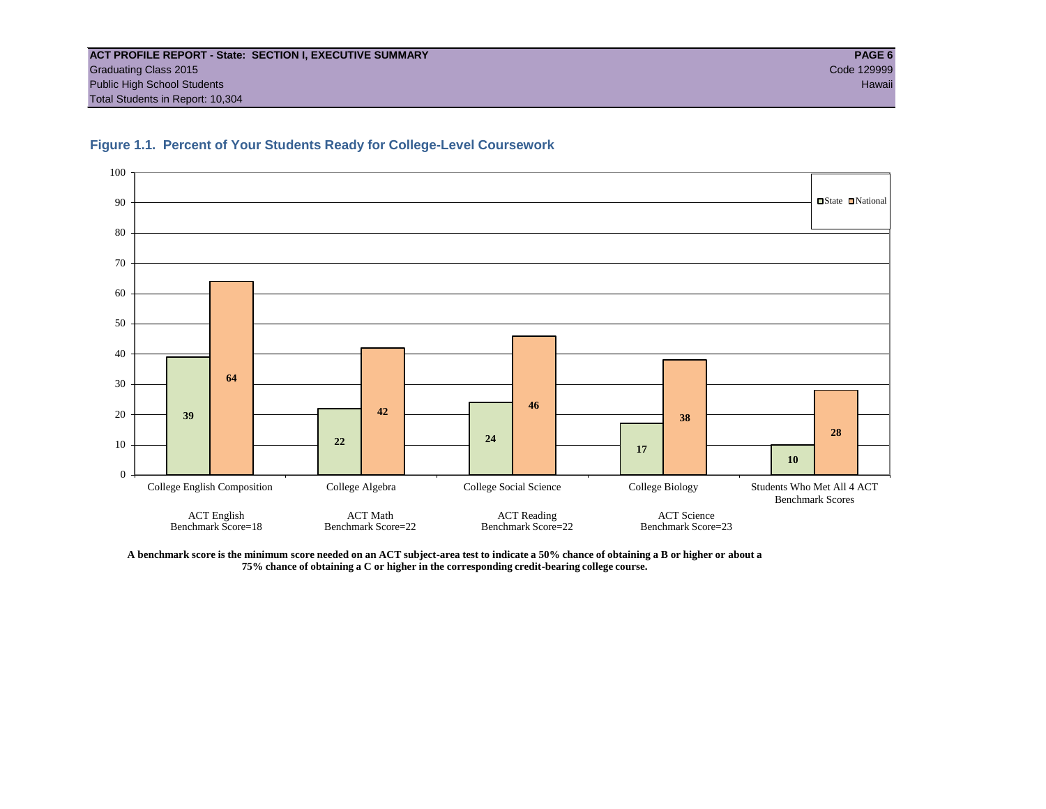**ACT PROFILE REPORT - State: SECTION I, EXECUTIVE SUMMARY**
Graduating Class 2015
Public High School Students
Total Students in Report: 10,304

Code 129999
Hawaii

### Figure 1.1. Percent of Your Students Ready for College-Level Coursework

| | State | National |
|---|---|---|
| College English Composition (ACT English Benchmark Score=18) | 39 | 64 |
| College Algebra (ACT Math Benchmark Score=22) | 22 | 42 |
| College Social Science (ACT Reading Benchmark Score=22) | 24 | 46 |
| College Biology (ACT Science Benchmark Score=23) | 17 | 38 |
| Students Who Met All 4 ACT Benchmark Scores | 10 | 28 |

**A benchmark score is the minimum score needed on an ACT subject-area test to indicate a 50% chance of obtaining a B or higher or about a 75% chance of obtaining a C or higher in the corresponding credit-bearing college course.**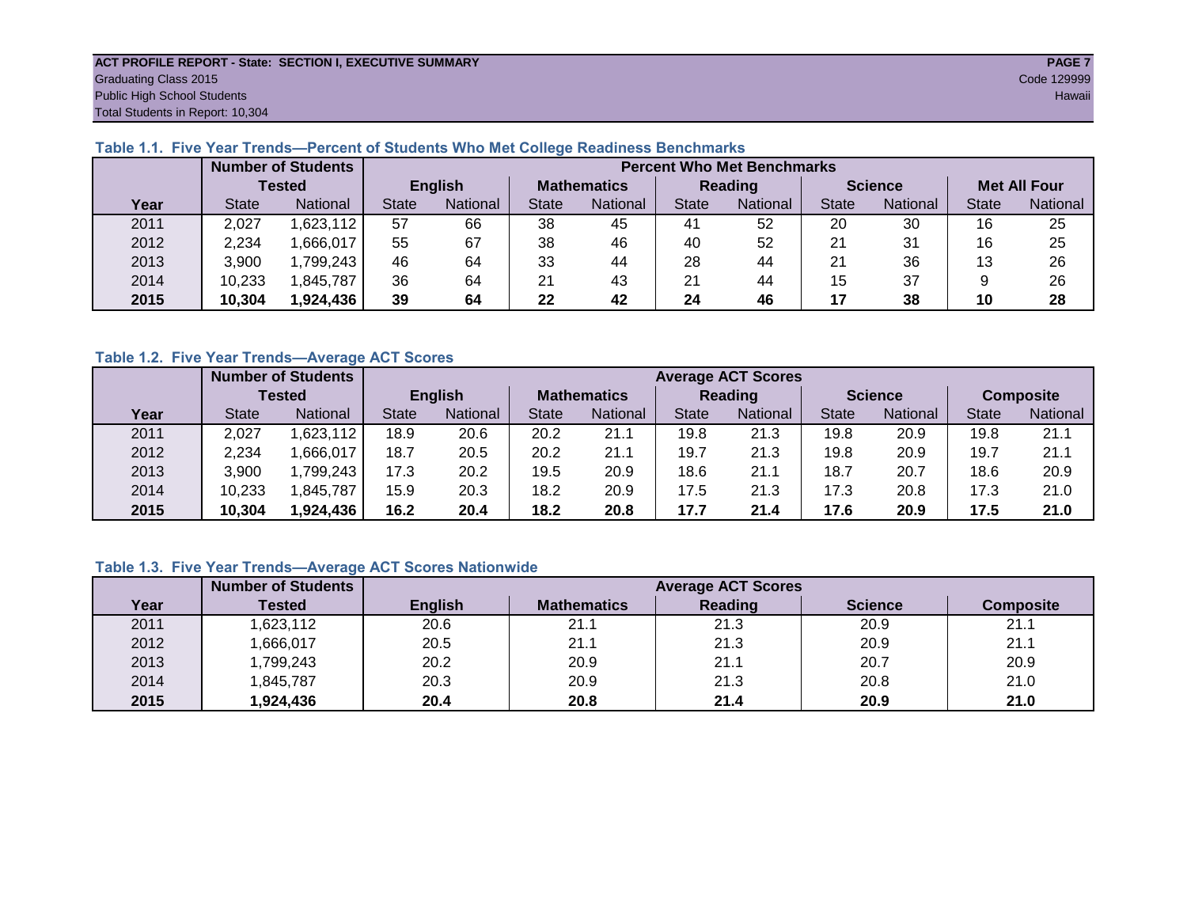**ACT PROFILE REPORT - State: SECTION I, EXECUTIVE SUMMARY**
Graduating Class 2015
Public High School Students
Total Students in Report: 10,304

Code 129999
Hawaii

### Table 1.1. Five Year Trends—Percent of Students Who Met College Readiness Benchmarks

| | Number of Students Tested | | Percent Who Met Benchmarks | | | | | | | | | |
|---|---|---|---|---|---|---|---|---|---|---|---|---|
| | | | English | | Mathematics | | Reading | | Science | | Met All Four | |
| Year | State | National | State | National | State | National | State | National | State | National | State | National |
| 2011 | 2,027 | 1,623,112 | 57 | 66 | 38 | 45 | 41 | 52 | 20 | 30 | 16 | 25 |
| 2012 | 2,234 | 1,666,017 | 55 | 67 | 38 | 46 | 40 | 52 | 21 | 31 | 16 | 25 |
| 2013 | 3,900 | 1,799,243 | 46 | 64 | 33 | 44 | 28 | 44 | 21 | 36 | 13 | 26 |
| 2014 | 10,233 | 1,845,787 | 36 | 64 | 21 | 43 | 21 | 44 | 15 | 37 | 9 | 26 |
| **2015** | **10,304** | **1,924,436** | **39** | **64** | **22** | **42** | **24** | **46** | **17** | **38** | **10** | **28** |

### Table 1.2. Five Year Trends—Average ACT Scores

| | Number of Students Tested | | Average ACT Scores | | | | | | | | | |
|---|---|---|---|---|---|---|---|---|---|---|---|---|
| | | | English | | Mathematics | | Reading | | Science | | Composite | |
| Year | State | National | State | National | State | National | State | National | State | National | State | National |
| 2011 | 2,027 | 1,623,112 | 18.9 | 20.6 | 20.2 | 21.1 | 19.8 | 21.3 | 19.8 | 20.9 | 19.8 | 21.1 |
| 2012 | 2,234 | 1,666,017 | 18.7 | 20.5 | 20.2 | 21.1 | 19.7 | 21.3 | 19.8 | 20.9 | 19.7 | 21.1 |
| 2013 | 3,900 | 1,799,243 | 17.3 | 20.2 | 19.5 | 20.9 | 18.6 | 21.1 | 18.7 | 20.7 | 18.6 | 20.9 |
| 2014 | 10,233 | 1,845,787 | 15.9 | 20.3 | 18.2 | 20.9 | 17.5 | 21.3 | 17.3 | 20.8 | 17.3 | 21.0 |
| **2015** | **10,304** | **1,924,436** | **16.2** | **20.4** | **18.2** | **20.8** | **17.7** | **21.4** | **17.6** | **20.9** | **17.5** | **21.0** |

### Table 1.3. Five Year Trends—Average ACT Scores Nationwide

| | Number of Students | Average ACT Scores | | | | |
|---|---|---|---|---|---|---|
| Year | Tested | English | Mathematics | Reading | Science | Composite |
| 2011 | 1,623,112 | 20.6 | 21.1 | 21.3 | 20.9 | 21.1 |
| 2012 | 1,666,017 | 20.5 | 21.1 | 21.3 | 20.9 | 21.1 |
| 2013 | 1,799,243 | 20.2 | 20.9 | 21.1 | 20.7 | 20.9 |
| 2014 | 1,845,787 | 20.3 | 20.9 | 21.3 | 20.8 | 21.0 |
| **2015** | **1,924,436** | **20.4** | **20.8** | **21.4** | **20.9** | **21.0** |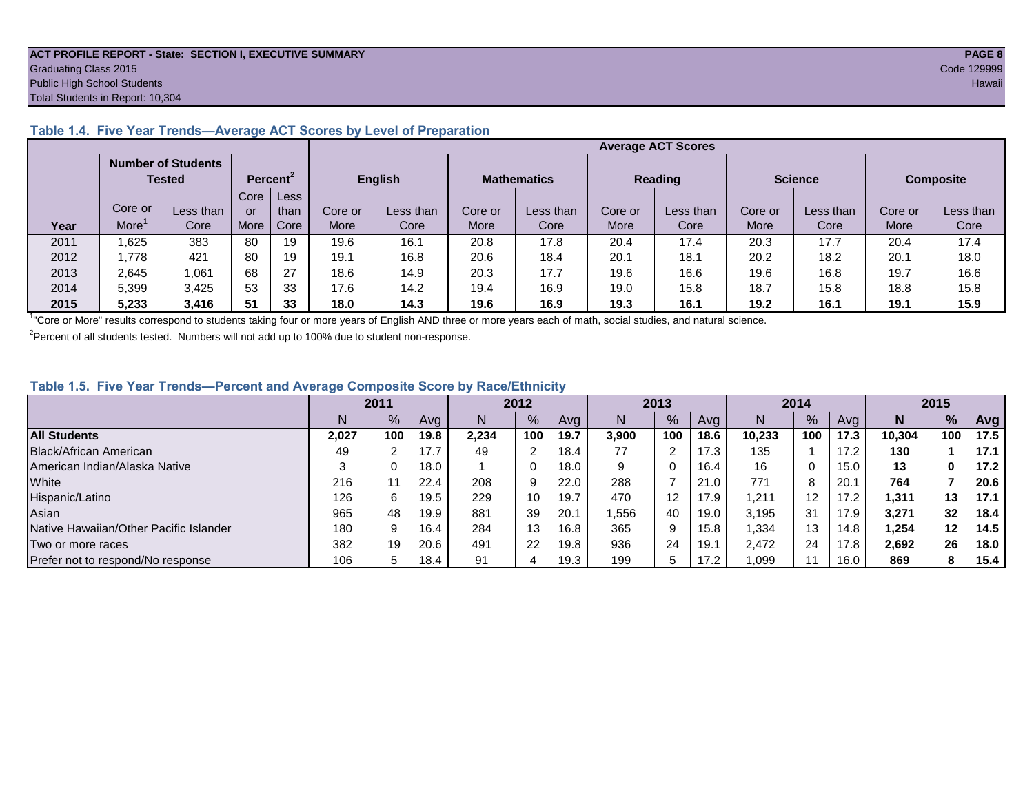**ACT PROFILE REPORT - State: SECTION I, EXECUTIVE SUMMARY**
Graduating Class 2015
Public High School Students
Total Students in Report: 10,304

Code 129999
Hawaii

### Table 1.4. Five Year Trends—Average ACT Scores by Level of Preparation

| | Number of Students Tested | | Percent[2] | | Average ACT Scores | | | | | | | | | |
|---|---|---|---|---|---|---|---|---|---|---|---|---|---|---|
| | | | | | English | | Mathematics | | Reading | | Science | | Composite | |
| Year | Core or More[1] | Less than Core | Core or More | Less than Core | Core or More | Less than Core | Core or More | Less than Core | Core or More | Less than Core | Core or More | Less than Core | Core or More | Less than Core |
| 2011 | 1,625 | 383 | 80 | 19 | 19.6 | 16.1 | 20.8 | 17.8 | 20.4 | 17.4 | 20.3 | 17.7 | 20.4 | 17.4 |
| 2012 | 1,778 | 421 | 80 | 19 | 19.1 | 16.8 | 20.6 | 18.4 | 20.1 | 18.1 | 20.2 | 18.2 | 20.1 | 18.0 |
| 2013 | 2,645 | 1,061 | 68 | 27 | 18.6 | 14.9 | 20.3 | 17.7 | 19.6 | 16.6 | 19.6 | 16.8 | 19.7 | 16.6 |
| 2014 | 5,399 | 3,425 | 53 | 33 | 17.6 | 14.2 | 19.4 | 16.9 | 19.0 | 15.8 | 18.7 | 15.8 | 18.8 | 15.8 |
| **2015** | **5,233** | **3,416** | **51** | **33** | **18.0** | **14.3** | **19.6** | **16.9** | **19.3** | **16.1** | **19.2** | **16.1** | **19.1** | **15.9** |

[1]"Core or More" results correspond to students taking four or more years of English AND three or more years each of math, social studies, and natural science.

[2]Percent of all students tested. Numbers will not add up to 100% due to student non-response.

### Table 1.5. Five Year Trends—Percent and Average Composite Score by Race/Ethnicity

| | 2011 | | | 2012 | | | 2013 | | | 2014 | | | 2015 | | |
|---|---|---|---|---|---|---|---|---|---|---|---|---|---|---|---|
| | N | % | Avg | N | % | Avg | N | % | Avg | N | % | Avg | **N** | **%** | **Avg** |
| **All Students** | **2,027** | **100** | **19.8** | **2,234** | **100** | **19.7** | **3,900** | **100** | **18.6** | **10,233** | **100** | **17.3** | **10,304** | **100** | **17.5** |
| Black/African American | 49 | 2 | 17.7 | 49 | 2 | 18.4 | 77 | 2 | 17.3 | 135 | 1 | 17.2 | **130** | **1** | **17.1** |
| American Indian/Alaska Native | 3 | 0 | 18.0 | 1 | 0 | 18.0 | 9 | 0 | 16.4 | 16 | 0 | 15.0 | **13** | **0** | **17.2** |
| White | 216 | 11 | 22.4 | 208 | 9 | 22.0 | 288 | 7 | 21.0 | 771 | 8 | 20.1 | **764** | **7** | **20.6** |
| Hispanic/Latino | 126 | 6 | 19.5 | 229 | 10 | 19.7 | 470 | 12 | 17.9 | 1,211 | 12 | 17.2 | **1,311** | **13** | **17.1** |
| Asian | 965 | 48 | 19.9 | 881 | 39 | 20.1 | 1,556 | 40 | 19.0 | 3,195 | 31 | 17.9 | **3,271** | **32** | **18.4** |
| Native Hawaiian/Other Pacific Islander | 180 | 9 | 16.4 | 284 | 13 | 16.8 | 365 | 9 | 15.8 | 1,334 | 13 | 14.8 | **1,254** | **12** | **14.5** |
| Two or more races | 382 | 19 | 20.6 | 491 | 22 | 19.8 | 936 | 24 | 19.1 | 2,472 | 24 | 17.8 | **2,692** | **26** | **18.0** |
| Prefer not to respond/No response | 106 | 5 | 18.4 | 91 | 4 | 19.3 | 199 | 5 | 17.2 | 1,099 | 11 | 16.0 | **869** | **8** | **15.4** |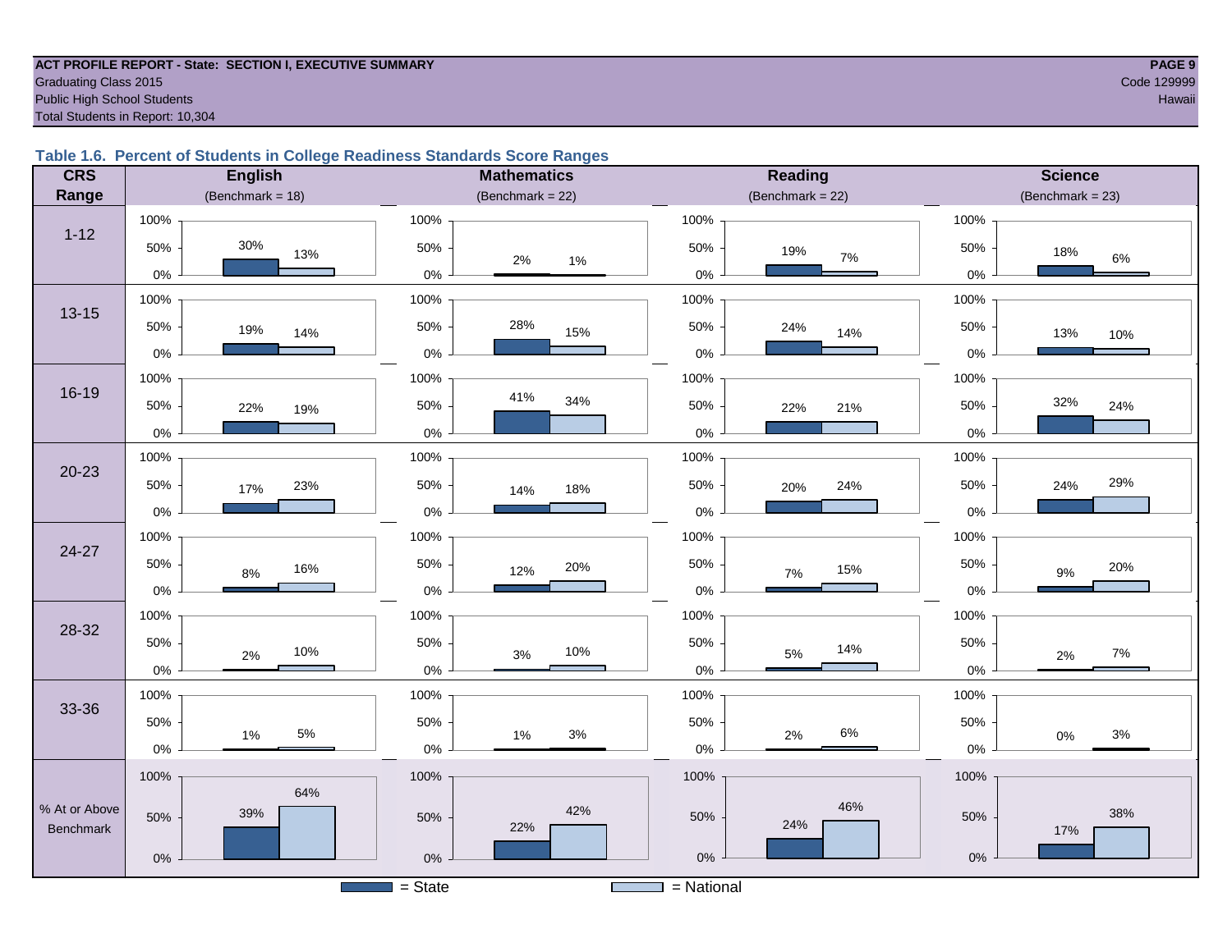**ACT PROFILE REPORT - State: SECTION I, EXECUTIVE SUMMARY**
Graduating Class 2015
Public High School Students
Total Students in Report: 10,304

Code 129999
Hawaii

### Table 1.6. Percent of Students in College Readiness Standards Score Ranges

| CRS Range | English (Benchmark = 18) State | English National | Mathematics (Benchmark = 22) State | Mathematics National | Reading (Benchmark = 22) State | Reading National | Science (Benchmark = 23) State | Science National |
|---|---|---|---|---|---|---|---|---|
| 1-12 | 30% | 13% | 2% | 1% | 19% | 7% | 18% | 6% |
| 13-15 | 19% | 14% | 28% | 15% | 24% | 14% | 13% | 10% |
| 16-19 | 22% | 19% | 41% | 34% | 22% | 21% | 32% | 24% |
| 20-23 | 17% | 23% | 14% | 18% | 20% | 24% | 24% | 29% |
| 24-27 | 8% | 16% | 12% | 20% | 7% | 15% | 9% | 20% |
| 28-32 | 2% | 10% | 3% | 10% | 5% | 14% | 2% | 7% |
| 33-36 | 1% | 5% | 1% | 3% | 2% | 6% | 0% | 3% |
| % At or Above Benchmark | 39% | 64% | 22% | 42% | 24% | 46% | 17% | 38% |

= State &nbsp;&nbsp;&nbsp; = National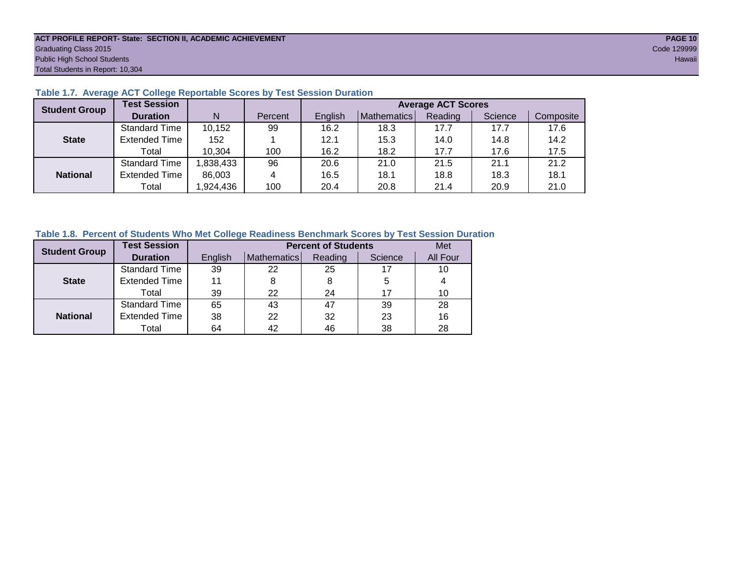**ACT PROFILE REPORT- State: SECTION II, ACADEMIC ACHIEVEMENT**
Graduating Class 2015
Public High School Students
Total Students in Report: 10,304

Code 129999
Hawaii

### Table 1.7. Average ACT College Reportable Scores by Test Session Duration

| Student Group | Test Session Duration | N | Percent | Average ACT Scores | | | | |
|---|---|---|---|---|---|---|---|---|
| | | | | English | Mathematics | Reading | Science | Composite |
| **State** | Standard Time | 10,152 | 99 | 16.2 | 18.3 | 17.7 | 17.7 | 17.6 |
| | Extended Time | 152 | 1 | 12.1 | 15.3 | 14.0 | 14.8 | 14.2 |
| | Total | 10,304 | 100 | 16.2 | 18.2 | 17.7 | 17.6 | 17.5 |
| **National** | Standard Time | 1,838,433 | 96 | 20.6 | 21.0 | 21.5 | 21.1 | 21.2 |
| | Extended Time | 86,003 | 4 | 16.5 | 18.1 | 18.8 | 18.3 | 18.1 |
| | Total | 1,924,436 | 100 | 20.4 | 20.8 | 21.4 | 20.9 | 21.0 |

### Table 1.8. Percent of Students Who Met College Readiness Benchmark Scores by Test Session Duration

| Student Group | Test Session Duration | Percent of Students | | | | Met |
|---|---|---|---|---|---|---|
| | | English | Mathematics | Reading | Science | All Four |
| **State** | Standard Time | 39 | 22 | 25 | 17 | 10 |
| | Extended Time | 11 | 8 | 8 | 5 | 4 |
| | Total | 39 | 22 | 24 | 17 | 10 |
| **National** | Standard Time | 65 | 43 | 47 | 39 | 28 |
| | Extended Time | 38 | 22 | 32 | 23 | 16 |
| | Total | 64 | 42 | 46 | 38 | 28 |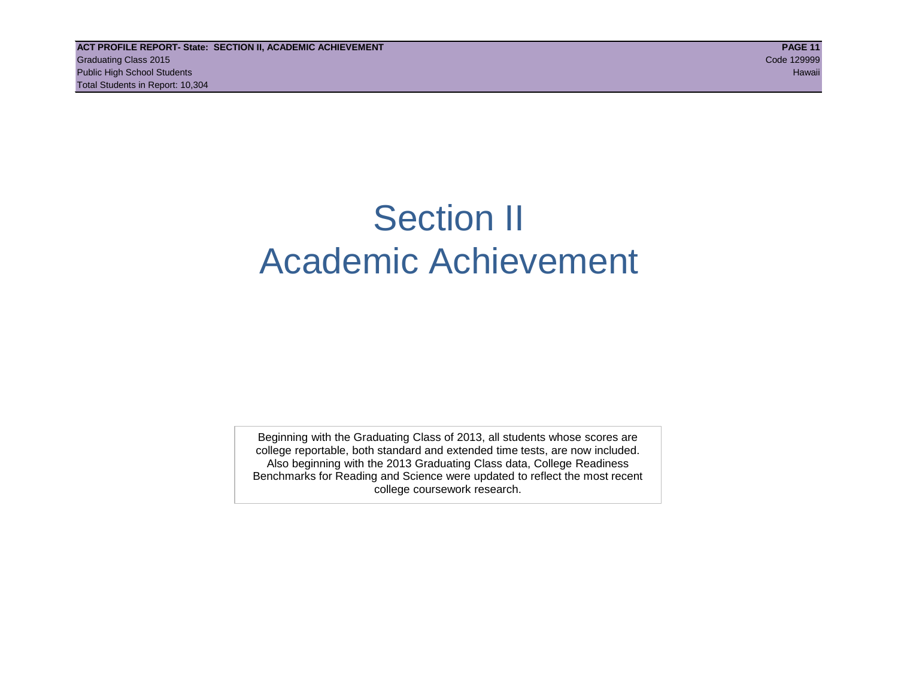# Section II
# Academic Achievement

Beginning with the Graduating Class of 2013, all students whose scores are college reportable, both standard and extended time tests, are now included. Also beginning with the 2013 Graduating Class data, College Readiness Benchmarks for Reading and Science were updated to reflect the most recent college coursework research.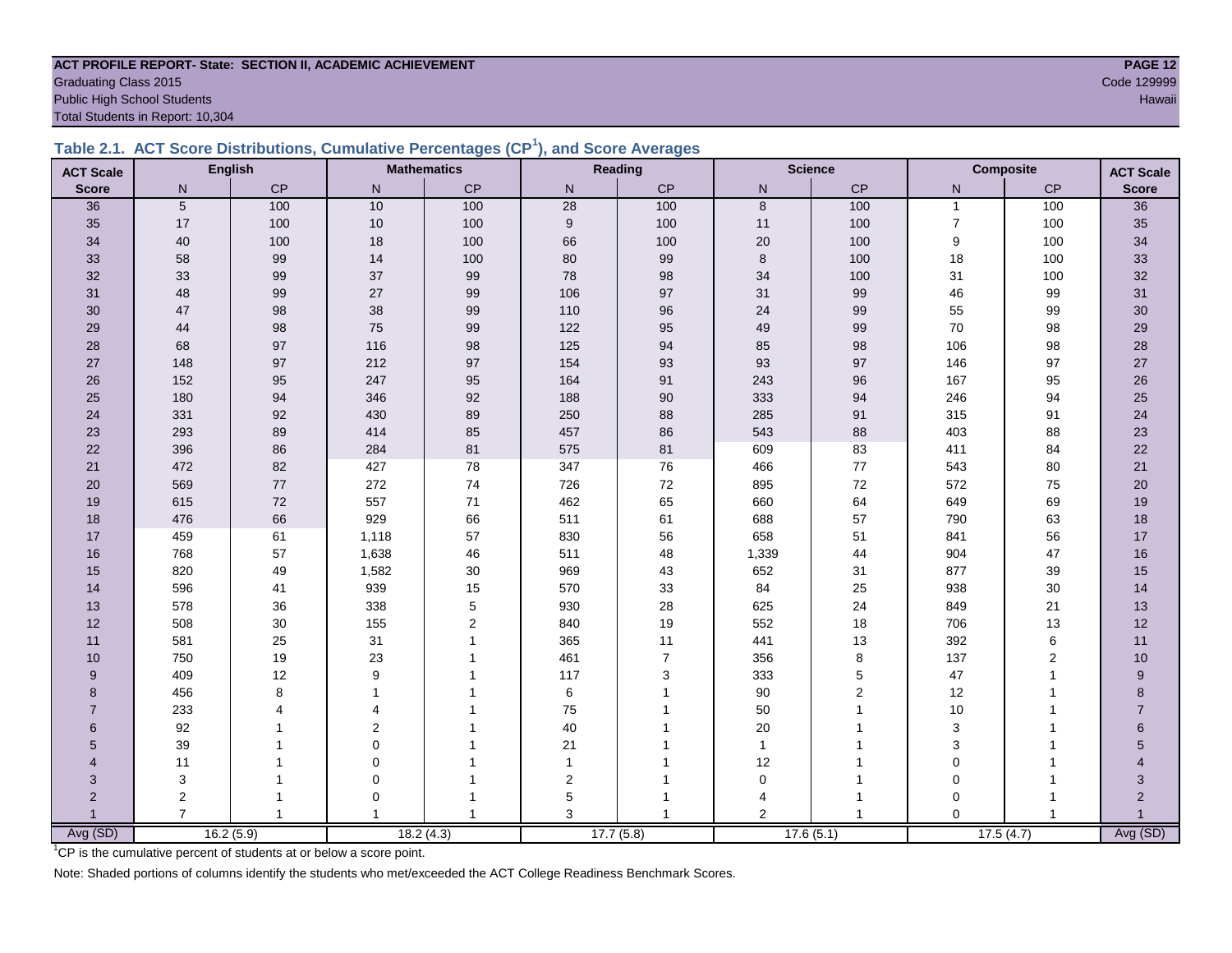**ACT PROFILE REPORT- State: SECTION II, ACADEMIC ACHIEVEMENT**
Graduating Class 2015
Public High School Students
Total Students in Report: 10,304

Code 129999
Hawaii

### Table 2.1. ACT Score Distributions, Cumulative Percentages (CP[1]), and Score Averages

| ACT Scale | English | | Mathematics | | Reading | | Science | | Composite | | ACT Scale |
|---|---|---|---|---|---|---|---|---|---|---|---|
| Score | N | CP | N | CP | N | CP | N | CP | N | CP | Score |
| 36 | 5 | 100 | 10 | 100 | 28 | 100 | 8 | 100 | 1 | 100 | 36 |
| 35 | 17 | 100 | 10 | 100 | 9 | 100 | 11 | 100 | 7 | 100 | 35 |
| 34 | 40 | 100 | 18 | 100 | 66 | 100 | 20 | 100 | 9 | 100 | 34 |
| 33 | 58 | 99 | 14 | 100 | 80 | 99 | 8 | 100 | 18 | 100 | 33 |
| 32 | 33 | 99 | 37 | 99 | 78 | 98 | 34 | 100 | 31 | 100 | 32 |
| 31 | 48 | 99 | 27 | 99 | 106 | 97 | 31 | 99 | 46 | 99 | 31 |
| 30 | 47 | 98 | 38 | 99 | 110 | 96 | 24 | 99 | 55 | 99 | 30 |
| 29 | 44 | 98 | 75 | 99 | 122 | 95 | 49 | 99 | 70 | 98 | 29 |
| 28 | 68 | 97 | 116 | 98 | 125 | 94 | 85 | 98 | 106 | 98 | 28 |
| 27 | 148 | 97 | 212 | 97 | 154 | 93 | 93 | 97 | 146 | 97 | 27 |
| 26 | 152 | 95 | 247 | 95 | 164 | 91 | 243 | 96 | 167 | 95 | 26 |
| 25 | 180 | 94 | 346 | 92 | 188 | 90 | 333 | 94 | 246 | 94 | 25 |
| 24 | 331 | 92 | 430 | 89 | 250 | 88 | 285 | 91 | 315 | 91 | 24 |
| 23 | 293 | 89 | 414 | 85 | 457 | 86 | 543 | 88 | 403 | 88 | 23 |
| 22 | 396 | 86 | 284 | 81 | 575 | 81 | 609 | 83 | 411 | 84 | 22 |
| 21 | 472 | 82 | 427 | 78 | 347 | 76 | 466 | 77 | 543 | 80 | 21 |
| 20 | 569 | 77 | 272 | 74 | 726 | 72 | 895 | 72 | 572 | 75 | 20 |
| 19 | 615 | 72 | 557 | 71 | 462 | 65 | 660 | 64 | 649 | 69 | 19 |
| 18 | 476 | 66 | 929 | 66 | 511 | 61 | 688 | 57 | 790 | 63 | 18 |
| 17 | 459 | 61 | 1,118 | 57 | 830 | 56 | 658 | 51 | 841 | 56 | 17 |
| 16 | 768 | 57 | 1,638 | 46 | 511 | 48 | 1,339 | 44 | 904 | 47 | 16 |
| 15 | 820 | 49 | 1,582 | 30 | 969 | 43 | 652 | 31 | 877 | 39 | 15 |
| 14 | 596 | 41 | 939 | 15 | 570 | 33 | 84 | 25 | 938 | 30 | 14 |
| 13 | 578 | 36 | 338 | 5 | 930 | 28 | 625 | 24 | 849 | 21 | 13 |
| 12 | 508 | 30 | 155 | 2 | 840 | 19 | 552 | 18 | 706 | 13 | 12 |
| 11 | 581 | 25 | 31 | 1 | 365 | 11 | 441 | 13 | 392 | 6 | 11 |
| 10 | 750 | 19 | 23 | 1 | 461 | 7 | 356 | 8 | 137 | 2 | 10 |
| 9 | 409 | 12 | 9 | 1 | 117 | 3 | 333 | 5 | 47 | 1 | 9 |
| 8 | 456 | 8 | 1 | 1 | 6 | 1 | 90 | 2 | 12 | 1 | 8 |
| 7 | 233 | 4 | 4 | 1 | 75 | 1 | 50 | 1 | 10 | 1 | 7 |
| 6 | 92 | 1 | 2 | 1 | 40 | 1 | 20 | 1 | 3 | 1 | 6 |
| 5 | 39 | 1 | 0 | 1 | 21 | 1 | 1 | 1 | 3 | 1 | 5 |
| 4 | 11 | 1 | 0 | 1 | 1 | 1 | 12 | 1 | 0 | 1 | 4 |
| 3 | 3 | 1 | 0 | 1 | 2 | 1 | 0 | 1 | 0 | 1 | 3 |
| 2 | 2 | 1 | 0 | 1 | 5 | 1 | 4 | 1 | 0 | 1 | 2 |
| 1 | 7 | 1 | 1 | 1 | 3 | 1 | 2 | 1 | 0 | 1 | 1 |
| Avg (SD) | 16.2 (5.9) | | 18.2 (4.3) | | 17.7 (5.8) | | 17.6 (5.1) | | 17.5 (4.7) | | Avg (SD) |

[1]CP is the cumulative percent of students at or below a score point.

Note: Shaded portions of columns identify the students who met/exceeded the ACT College Readiness Benchmark Scores.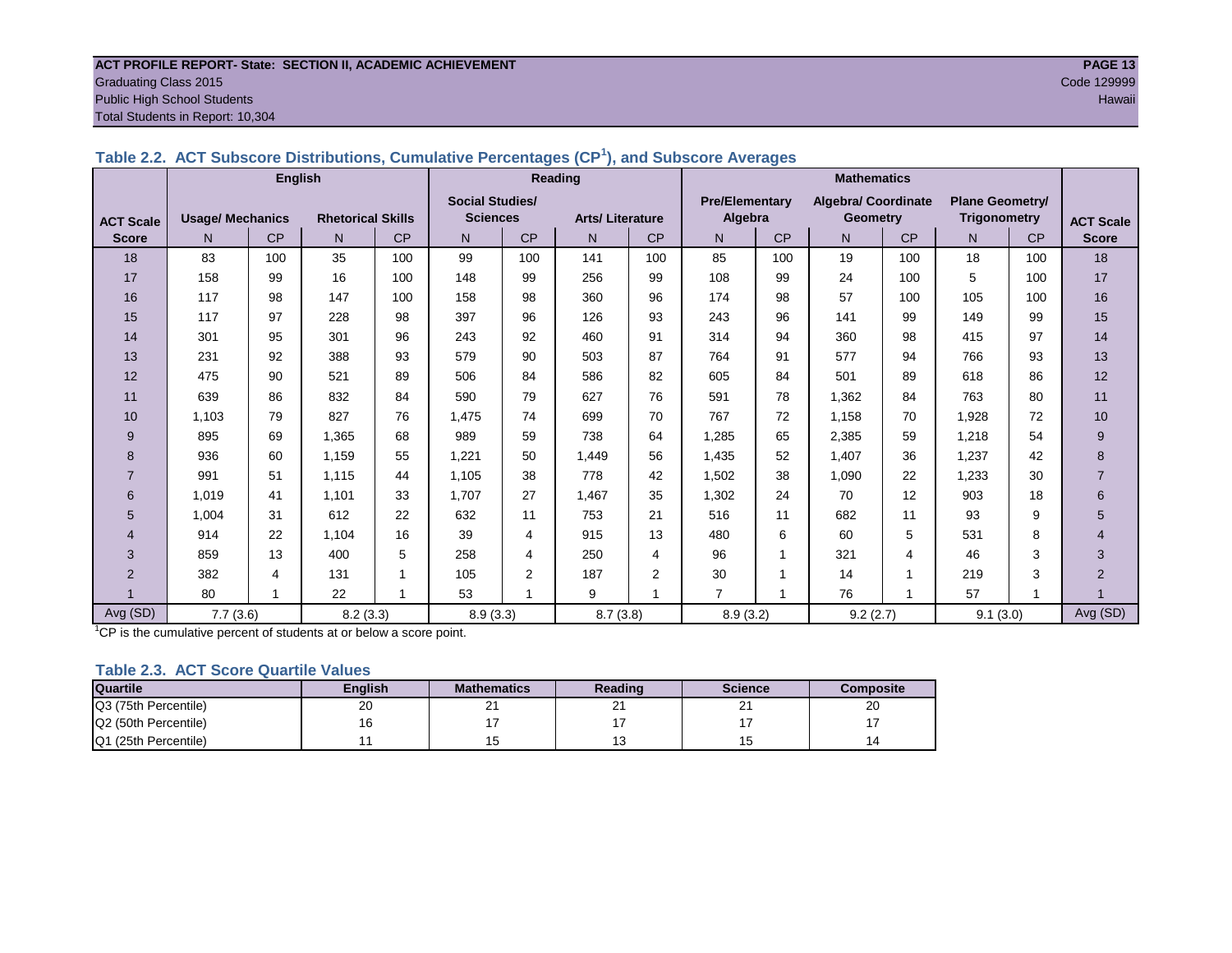ACT PROFILE REPORT- State: SECTION II, ACADEMIC ACHIEVEMENT
Graduating Class 2015
Public High School Students
Total Students in Report: 10,304

Code 129999
Hawaii

### Table 2.2. ACT Subscore Distributions, Cumulative Percentages (CP[1]), and Subscore Averages

| ACT Scale Score | English | | | | Reading | | | | Mathematics | | | | | | ACT Scale Score |
|---|---|---|---|---|---|---|---|---|---|---|---|---|---|---|---|
| | Usage/ Mechanics | | Rhetorical Skills | | Social Studies/ Sciences | | Arts/ Literature | | Pre/Elementary Algebra | | Algebra/ Coordinate Geometry | | Plane Geometry/ Trigonometry | | |
| | N | CP | N | CP | N | CP | N | CP | N | CP | N | CP | N | CP | |
| 18 | 83 | 100 | 35 | 100 | 99 | 100 | 141 | 100 | 85 | 100 | 19 | 100 | 18 | 100 | 18 |
| 17 | 158 | 99 | 16 | 100 | 148 | 99 | 256 | 99 | 108 | 99 | 24 | 100 | 5 | 100 | 17 |
| 16 | 117 | 98 | 147 | 100 | 158 | 98 | 360 | 96 | 174 | 98 | 57 | 100 | 105 | 100 | 16 |
| 15 | 117 | 97 | 228 | 98 | 397 | 96 | 126 | 93 | 243 | 96 | 141 | 99 | 149 | 99 | 15 |
| 14 | 301 | 95 | 301 | 96 | 243 | 92 | 460 | 91 | 314 | 94 | 360 | 98 | 415 | 97 | 14 |
| 13 | 231 | 92 | 388 | 93 | 579 | 90 | 503 | 87 | 764 | 91 | 577 | 94 | 766 | 93 | 13 |
| 12 | 475 | 90 | 521 | 89 | 506 | 84 | 586 | 82 | 605 | 84 | 501 | 89 | 618 | 86 | 12 |
| 11 | 639 | 86 | 832 | 84 | 590 | 79 | 627 | 76 | 591 | 78 | 1,362 | 84 | 763 | 80 | 11 |
| 10 | 1,103 | 79 | 827 | 76 | 1,475 | 74 | 699 | 70 | 767 | 72 | 1,158 | 70 | 1,928 | 72 | 10 |
| 9 | 895 | 69 | 1,365 | 68 | 989 | 59 | 738 | 64 | 1,285 | 65 | 2,385 | 59 | 1,218 | 54 | 9 |
| 8 | 936 | 60 | 1,159 | 55 | 1,221 | 50 | 1,449 | 56 | 1,435 | 52 | 1,407 | 36 | 1,237 | 42 | 8 |
| 7 | 991 | 51 | 1,115 | 44 | 1,105 | 38 | 778 | 42 | 1,502 | 38 | 1,090 | 22 | 1,233 | 30 | 7 |
| 6 | 1,019 | 41 | 1,101 | 33 | 1,707 | 27 | 1,467 | 35 | 1,302 | 24 | 70 | 12 | 903 | 18 | 6 |
| 5 | 1,004 | 31 | 612 | 22 | 632 | 11 | 753 | 21 | 516 | 11 | 682 | 11 | 93 | 9 | 5 |
| 4 | 914 | 22 | 1,104 | 16 | 39 | 4 | 915 | 13 | 480 | 6 | 60 | 5 | 531 | 8 | 4 |
| 3 | 859 | 13 | 400 | 5 | 258 | 4 | 250 | 4 | 96 | 1 | 321 | 4 | 46 | 3 | 3 |
| 2 | 382 | 4 | 131 | 1 | 105 | 2 | 187 | 2 | 30 | 1 | 14 | 1 | 219 | 3 | 2 |
| 1 | 80 | 1 | 22 | 1 | 53 | 1 | 9 | 1 | 7 | 1 | 76 | 1 | 57 | 1 | 1 |
| Avg (SD) | 7.7 (3.6) | | 8.2 (3.3) | | 8.9 (3.3) | | 8.7 (3.8) | | 8.9 (3.2) | | 9.2 (2.7) | | 9.1 (3.0) | | Avg (SD) |

[1]CP is the cumulative percent of students at or below a score point.

### Table 2.3. ACT Score Quartile Values

| Quartile | English | Mathematics | Reading | Science | Composite |
|---|---|---|---|---|---|
| Q3 (75th Percentile) | 20 | 21 | 21 | 21 | 20 |
| Q2 (50th Percentile) | 16 | 17 | 17 | 17 | 17 |
| Q1 (25th Percentile) | 11 | 15 | 13 | 15 | 14 |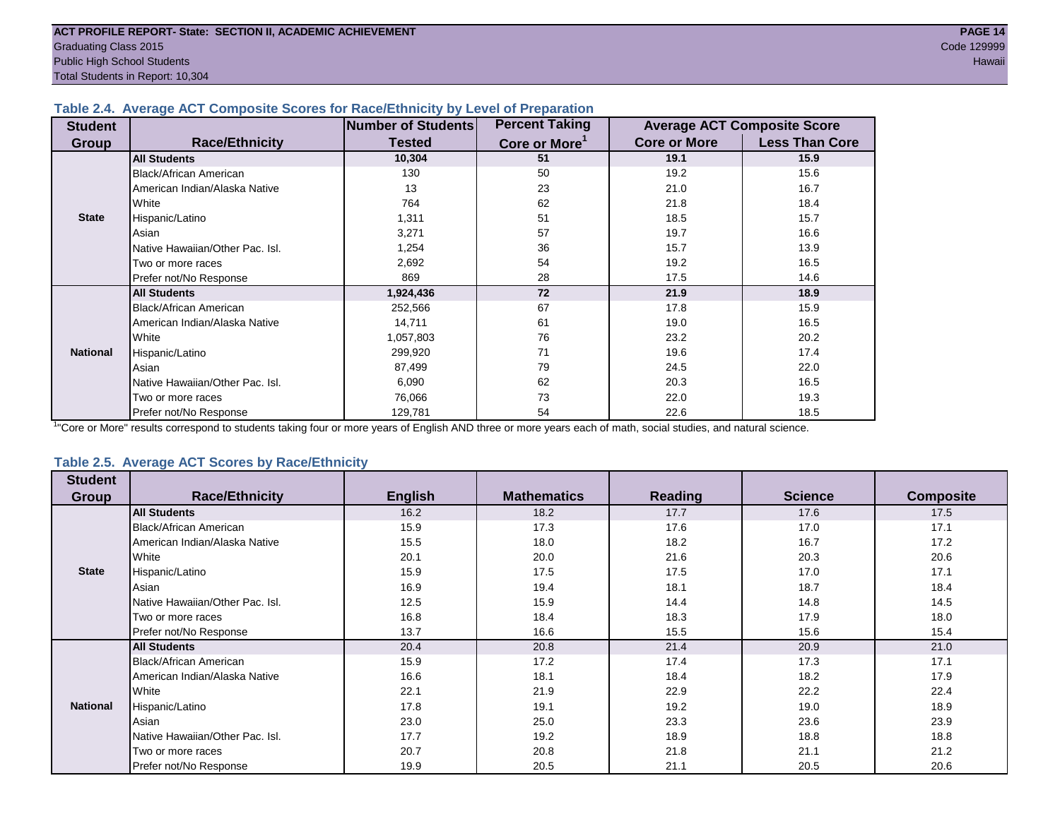**ACT PROFILE REPORT- State: SECTION II, ACADEMIC ACHIEVEMENT**
Graduating Class 2015
Public High School Students
Total Students in Report: 10,304

Code 129999
Hawaii

### Table 2.4. Average ACT Composite Scores for Race/Ethnicity by Level of Preparation

| Student Group | Race/Ethnicity | Number of Students Tested | Percent Taking Core or More[1] | Average ACT Composite Score | |
|---|---|---|---|---|---|
| | | | | Core or More | Less Than Core |
| State | **All Students** | **10,304** | **51** | **19.1** | **15.9** |
| | Black/African American | 130 | 50 | 19.2 | 15.6 |
| | American Indian/Alaska Native | 13 | 23 | 21.0 | 16.7 |
| | White | 764 | 62 | 21.8 | 18.4 |
| | Hispanic/Latino | 1,311 | 51 | 18.5 | 15.7 |
| | Asian | 3,271 | 57 | 19.7 | 16.6 |
| | Native Hawaiian/Other Pac. Isl. | 1,254 | 36 | 15.7 | 13.9 |
| | Two or more races | 2,692 | 54 | 19.2 | 16.5 |
| | Prefer not/No Response | 869 | 28 | 17.5 | 14.6 |
| National | **All Students** | **1,924,436** | **72** | **21.9** | **18.9** |
| | Black/African American | 252,566 | 67 | 17.8 | 15.9 |
| | American Indian/Alaska Native | 14,711 | 61 | 19.0 | 16.5 |
| | White | 1,057,803 | 76 | 23.2 | 20.2 |
| | Hispanic/Latino | 299,920 | 71 | 19.6 | 17.4 |
| | Asian | 87,499 | 79 | 24.5 | 22.0 |
| | Native Hawaiian/Other Pac. Isl. | 6,090 | 62 | 20.3 | 16.5 |
| | Two or more races | 76,066 | 73 | 22.0 | 19.3 |
| | Prefer not/No Response | 129,781 | 54 | 22.6 | 18.5 |

[1]"Core or More" results correspond to students taking four or more years of English AND three or more years each of math, social studies, and natural science.

### Table 2.5. Average ACT Scores by Race/Ethnicity

| Student Group | Race/Ethnicity | English | Mathematics | Reading | Science | Composite |
|---|---|---|---|---|---|---|
| State | **All Students** | 16.2 | 18.2 | 17.7 | 17.6 | 17.5 |
| | Black/African American | 15.9 | 17.3 | 17.6 | 17.0 | 17.1 |
| | American Indian/Alaska Native | 15.5 | 18.0 | 18.2 | 16.7 | 17.2 |
| | White | 20.1 | 20.0 | 21.6 | 20.3 | 20.6 |
| | Hispanic/Latino | 15.9 | 17.5 | 17.5 | 17.0 | 17.1 |
| | Asian | 16.9 | 19.4 | 18.1 | 18.7 | 18.4 |
| | Native Hawaiian/Other Pac. Isl. | 12.5 | 15.9 | 14.4 | 14.8 | 14.5 |
| | Two or more races | 16.8 | 18.4 | 18.3 | 17.9 | 18.0 |
| | Prefer not/No Response | 13.7 | 16.6 | 15.5 | 15.6 | 15.4 |
| National | **All Students** | 20.4 | 20.8 | 21.4 | 20.9 | 21.0 |
| | Black/African American | 15.9 | 17.2 | 17.4 | 17.3 | 17.1 |
| | American Indian/Alaska Native | 16.6 | 18.1 | 18.4 | 18.2 | 17.9 |
| | White | 22.1 | 21.9 | 22.9 | 22.2 | 22.4 |
| | Hispanic/Latino | 17.8 | 19.1 | 19.2 | 19.0 | 18.9 |
| | Asian | 23.0 | 25.0 | 23.3 | 23.6 | 23.9 |
| | Native Hawaiian/Other Pac. Isl. | 17.7 | 19.2 | 18.9 | 18.8 | 18.8 |
| | Two or more races | 20.7 | 20.8 | 21.8 | 21.1 | 21.2 |
| | Prefer not/No Response | 19.9 | 20.5 | 21.1 | 20.5 | 20.6 |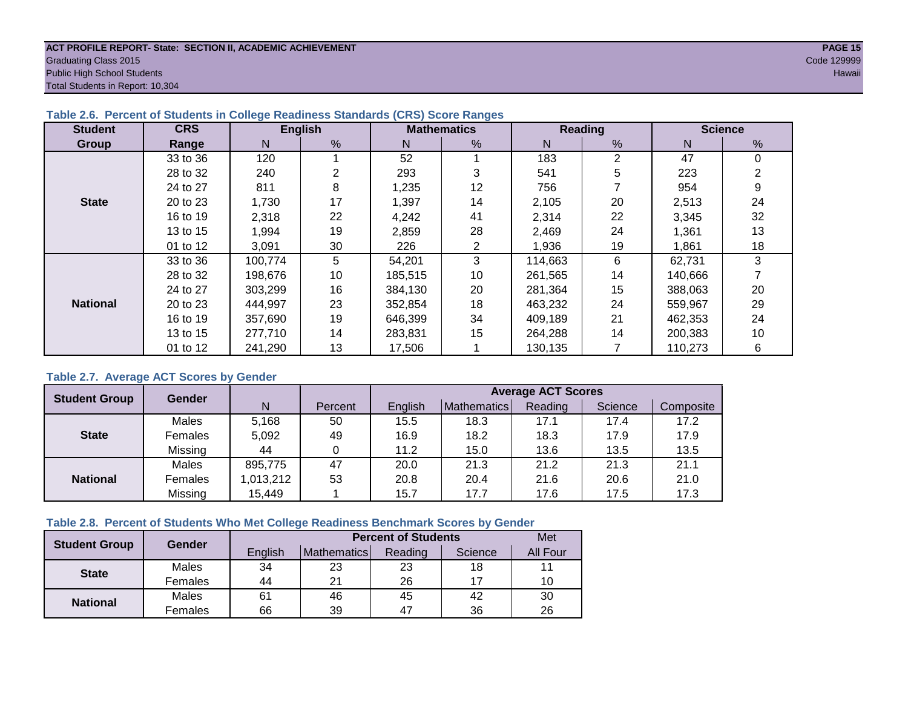**ACT PROFILE REPORT- State: SECTION II, ACADEMIC ACHIEVEMENT**
Graduating Class 2015
Public High School Students
Total Students in Report: 10,304

Code 129999
Hawaii

### Table 2.6. Percent of Students in College Readiness Standards (CRS) Score Ranges

| Student Group | CRS Range | English | | Mathematics | | Reading | | Science | |
|---|---|---|---|---|---|---|---|---|---|
| | | N | % | N | % | N | % | N | % |
| State | 33 to 36 | 120 | 1 | 52 | 1 | 183 | 2 | 47 | 0 |
| | 28 to 32 | 240 | 2 | 293 | 3 | 541 | 5 | 223 | 2 |
| | 24 to 27 | 811 | 8 | 1,235 | 12 | 756 | 7 | 954 | 9 |
| | 20 to 23 | 1,730 | 17 | 1,397 | 14 | 2,105 | 20 | 2,513 | 24 |
| | 16 to 19 | 2,318 | 22 | 4,242 | 41 | 2,314 | 22 | 3,345 | 32 |
| | 13 to 15 | 1,994 | 19 | 2,859 | 28 | 2,469 | 24 | 1,361 | 13 |
| | 01 to 12 | 3,091 | 30 | 226 | 2 | 1,936 | 19 | 1,861 | 18 |
| National | 33 to 36 | 100,774 | 5 | 54,201 | 3 | 114,663 | 6 | 62,731 | 3 |
| | 28 to 32 | 198,676 | 10 | 185,515 | 10 | 261,565 | 14 | 140,666 | 7 |
| | 24 to 27 | 303,299 | 16 | 384,130 | 20 | 281,364 | 15 | 388,063 | 20 |
| | 20 to 23 | 444,997 | 23 | 352,854 | 18 | 463,232 | 24 | 559,967 | 29 |
| | 16 to 19 | 357,690 | 19 | 646,399 | 34 | 409,189 | 21 | 462,353 | 24 |
| | 13 to 15 | 277,710 | 14 | 283,831 | 15 | 264,288 | 14 | 200,383 | 10 |
| | 01 to 12 | 241,290 | 13 | 17,506 | 1 | 130,135 | 7 | 110,273 | 6 |

### Table 2.7. Average ACT Scores by Gender

| Student Group | Gender | N | Percent | Average ACT Scores | | | | |
|---|---|---|---|---|---|---|---|---|
| | | | | English | Mathematics | Reading | Science | Composite |
| State | Males | 5,168 | 50 | 15.5 | 18.3 | 17.1 | 17.4 | 17.2 |
| | Females | 5,092 | 49 | 16.9 | 18.2 | 18.3 | 17.9 | 17.9 |
| | Missing | 44 | 0 | 11.2 | 15.0 | 13.6 | 13.5 | 13.5 |
| National | Males | 895,775 | 47 | 20.0 | 21.3 | 21.2 | 21.3 | 21.1 |
| | Females | 1,013,212 | 53 | 20.8 | 20.4 | 21.6 | 20.6 | 21.0 |
| | Missing | 15,449 | 1 | 15.7 | 17.7 | 17.6 | 17.5 | 17.3 |

### Table 2.8. Percent of Students Who Met College Readiness Benchmark Scores by Gender

| Student Group | Gender | Percent of Students | | | | Met |
|---|---|---|---|---|---|---|
| | | English | Mathematics | Reading | Science | All Four |
| State | Males | 34 | 23 | 23 | 18 | 11 |
| | Females | 44 | 21 | 26 | 17 | 10 |
| National | Males | 61 | 46 | 45 | 42 | 30 |
| | Females | 66 | 39 | 47 | 36 | 26 |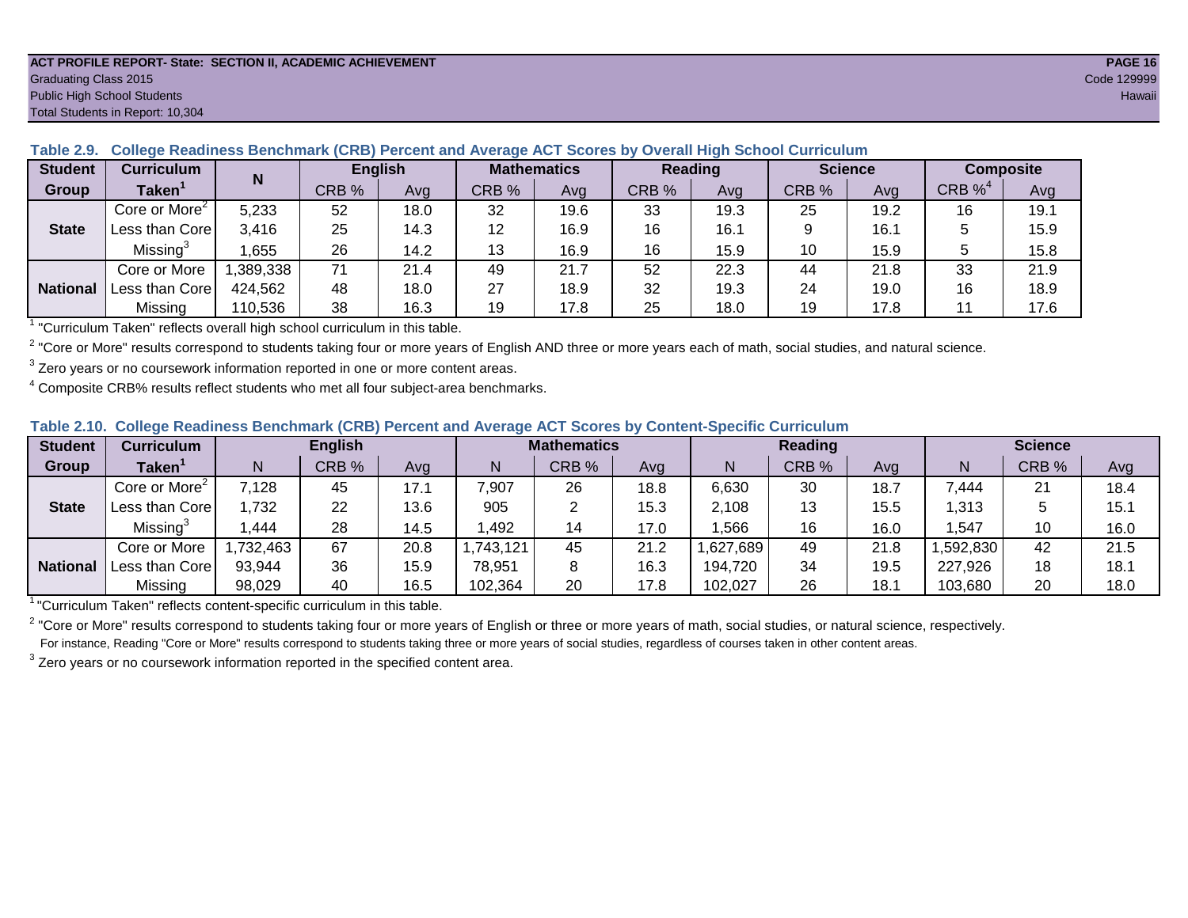ACT PROFILE REPORT- State: SECTION II, ACADEMIC ACHIEVEMENT
Graduating Class 2015
Public High School Students
Total Students in Report: 10,304

Code 129999
Hawaii

### Table 2.9. College Readiness Benchmark (CRB) Percent and Average ACT Scores by Overall High School Curriculum

| Student Group | Curriculum Taken[1] | N | English | | Mathematics | | Reading | | Science | | Composite | |
|---|---|---|---|---|---|---|---|---|---|---|---|---|
| | | | CRB % | Avg | CRB % | Avg | CRB % | Avg | CRB % | Avg | CRB %[4] | Avg |
| State | Core or More[2] | 5,233 | 52 | 18.0 | 32 | 19.6 | 33 | 19.3 | 25 | 19.2 | 16 | 19.1 |
| | Less than Core | 3,416 | 25 | 14.3 | 12 | 16.9 | 16 | 16.1 | 9 | 16.1 | 5 | 15.9 |
| | Missing[3] | 1,655 | 26 | 14.2 | 13 | 16.9 | 16 | 15.9 | 10 | 15.9 | 5 | 15.8 |
| National | Core or More | 1,389,338 | 71 | 21.4 | 49 | 21.7 | 52 | 22.3 | 44 | 21.8 | 33 | 21.9 |
| | Less than Core | 424,562 | 48 | 18.0 | 27 | 18.9 | 32 | 19.3 | 24 | 19.0 | 16 | 18.9 |
| | Missing | 110,536 | 38 | 16.3 | 19 | 17.8 | 25 | 18.0 | 19 | 17.8 | 11 | 17.6 |

[1] "Curriculum Taken" reflects overall high school curriculum in this table.

[2] "Core or More" results correspond to students taking four or more years of English AND three or more years each of math, social studies, and natural science.

[3] Zero years or no coursework information reported in one or more content areas.

[4] Composite CRB% results reflect students who met all four subject-area benchmarks.

### Table 2.10. College Readiness Benchmark (CRB) Percent and Average ACT Scores by Content-Specific Curriculum

| Student Group | Curriculum Taken[1] | English | | | Mathematics | | | Reading | | | Science | | |
|---|---|---|---|---|---|---|---|---|---|---|---|---|---|
| | | N | CRB % | Avg | N | CRB % | Avg | N | CRB % | Avg | N | CRB % | Avg |
| State | Core or More[2] | 7,128 | 45 | 17.1 | 7,907 | 26 | 18.8 | 6,630 | 30 | 18.7 | 7,444 | 21 | 18.4 |
| | Less than Core | 1,732 | 22 | 13.6 | 905 | 2 | 15.3 | 2,108 | 13 | 15.5 | 1,313 | 5 | 15.1 |
| | Missing[3] | 1,444 | 28 | 14.5 | 1,492 | 14 | 17.0 | 1,566 | 16 | 16.0 | 1,547 | 10 | 16.0 |
| National | Core or More | 1,732,463 | 67 | 20.8 | 1,743,121 | 45 | 21.2 | 1,627,689 | 49 | 21.8 | 1,592,830 | 42 | 21.5 |
| | Less than Core | 93,944 | 36 | 15.9 | 78,951 | 8 | 16.3 | 194,720 | 34 | 19.5 | 227,926 | 18 | 18.1 |
| | Missing | 98,029 | 40 | 16.5 | 102,364 | 20 | 17.8 | 102,027 | 26 | 18.1 | 103,680 | 20 | 18.0 |

[1] "Curriculum Taken" reflects content-specific curriculum in this table.

[2] "Core or More" results correspond to students taking four or more years of English or three or more years of math, social studies, or natural science, respectively.
For instance, Reading "Core or More" results correspond to students taking three or more years of social studies, regardless of courses taken in other content areas.

[3] Zero years or no coursework information reported in the specified content area.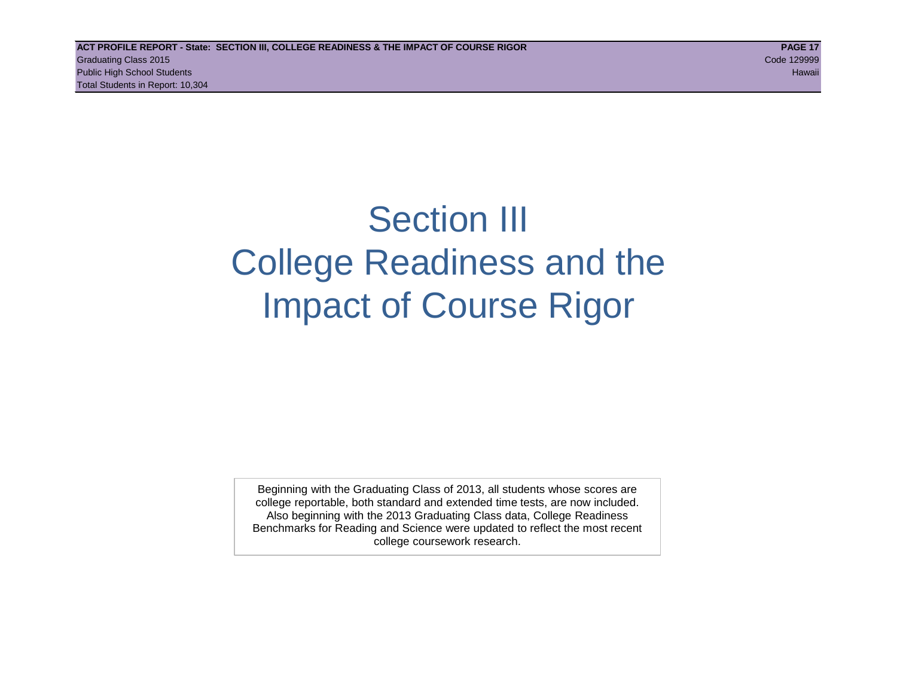# Section III
# College Readiness and the Impact of Course Rigor

Beginning with the Graduating Class of 2013, all students whose scores are college reportable, both standard and extended time tests, are now included. Also beginning with the 2013 Graduating Class data, College Readiness Benchmarks for Reading and Science were updated to reflect the most recent college coursework research.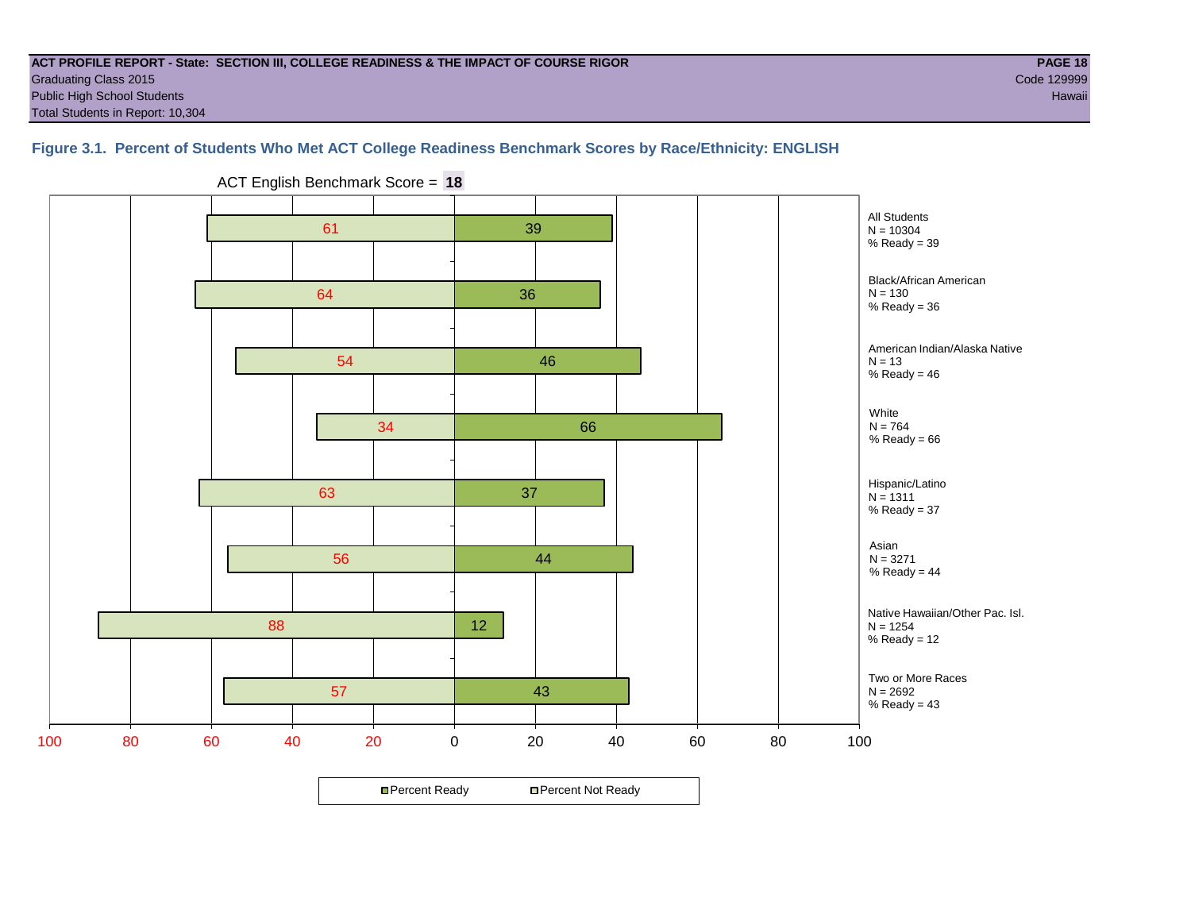**ACT PROFILE REPORT - State: SECTION III, COLLEGE READINESS & THE IMPACT OF COURSE RIGOR** — **PAGE 18**
Graduating Class 2015 — Code 129999
Public High School Students — Hawaii
Total Students in Report: 10,304

### Figure 3.1. Percent of Students Who Met ACT College Readiness Benchmark Scores by Race/Ethnicity: ENGLISH

ACT English Benchmark Score = **18**

| Group | N | Percent Not Ready | Percent Ready | % Ready |
|---|---|---|---|---|
| All Students | 10304 | 61 | 39 | 39 |
| Black/African American | 130 | 64 | 36 | 36 |
| American Indian/Alaska Native | 13 | 54 | 46 | 46 |
| White | 764 | 34 | 66 | 66 |
| Hispanic/Latino | 1311 | 63 | 37 | 37 |
| Asian | 3271 | 56 | 44 | 44 |
| Native Hawaiian/Other Pac. Isl. | 1254 | 88 | 12 | 12 |
| Two or More Races | 2692 | 57 | 43 | 43 |

Percent Ready | Percent Not Ready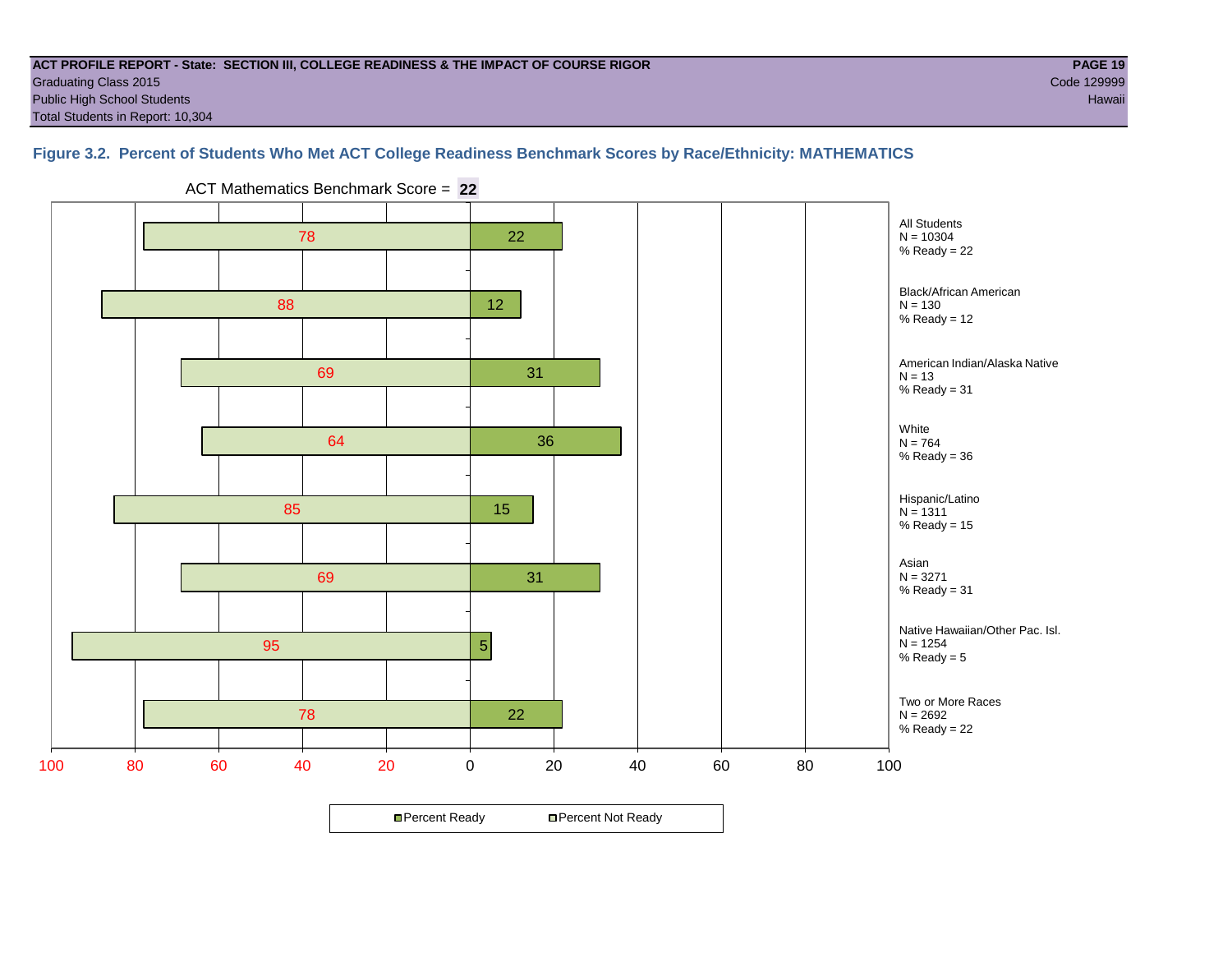**ACT PROFILE REPORT - State: SECTION III, COLLEGE READINESS & THE IMPACT OF COURSE RIGOR**
Graduating Class 2015
Public High School Students
Total Students in Report: 10,304

Code 129999
Hawaii

### Figure 3.2. Percent of Students Who Met ACT College Readiness Benchmark Scores by Race/Ethnicity: MATHEMATICS

ACT Mathematics Benchmark Score = **22**

| Group | N | Percent Not Ready | Percent Ready |
|---|---|---|---|
| All Students | 10304 | 78 | 22 |
| Black/African American | 130 | 88 | 12 |
| American Indian/Alaska Native | 13 | 69 | 31 |
| White | 764 | 64 | 36 |
| Hispanic/Latino | 1311 | 85 | 15 |
| Asian | 3271 | 69 | 31 |
| Native Hawaiian/Other Pac. Isl. | 1254 | 95 | 5 |
| Two or More Races | 2692 | 78 | 22 |

Legend: Percent Ready; Percent Not Ready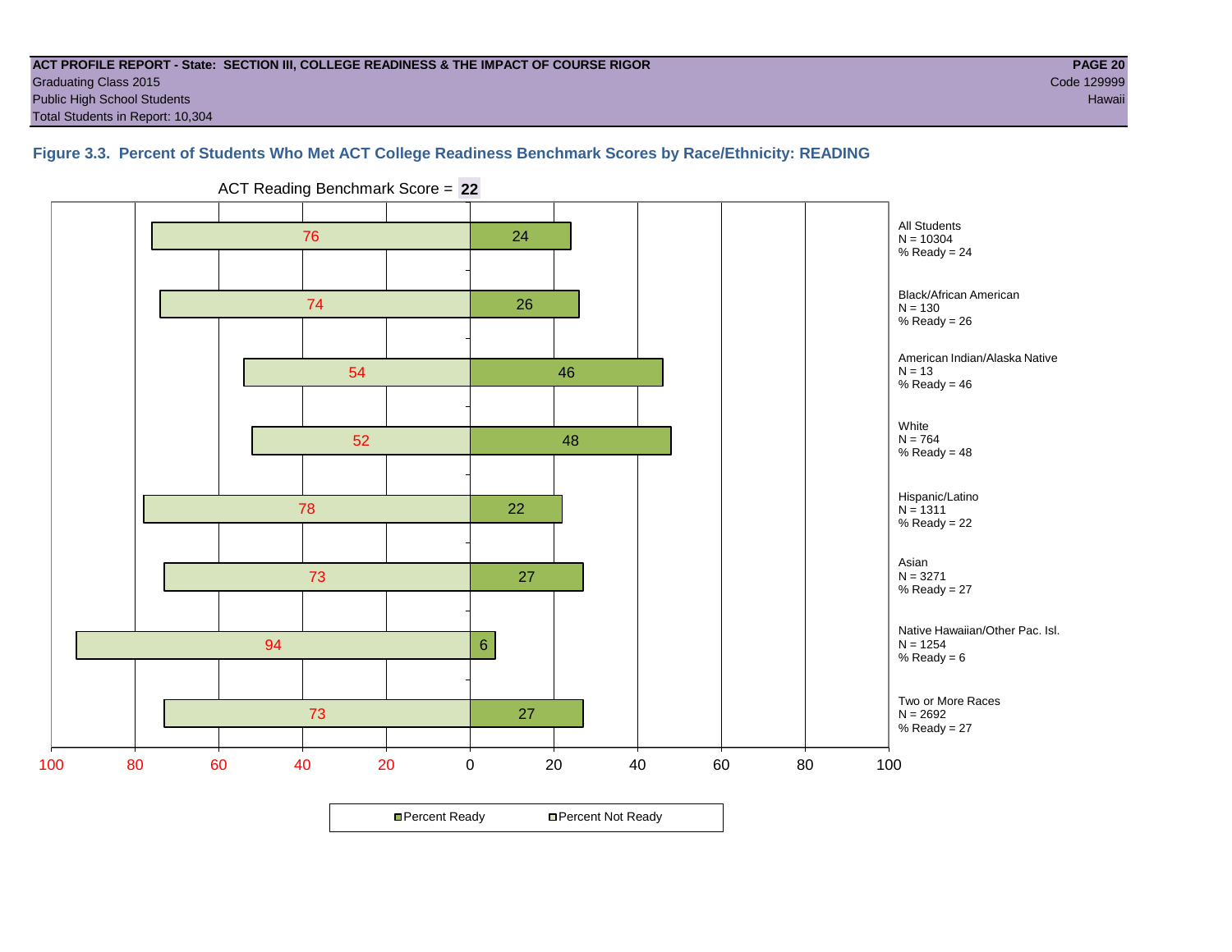**ACT PROFILE REPORT - State: SECTION III, COLLEGE READINESS & THE IMPACT OF COURSE RIGOR**
Graduating Class 2015
Public High School Students
Total Students in Report: 10,304

Code 129999
Hawaii

### Figure 3.3. Percent of Students Who Met ACT College Readiness Benchmark Scores by Race/Ethnicity: READING

ACT Reading Benchmark Score = **22**

| Group | N | Percent Not Ready | Percent Ready |
|---|---|---|---|
| All Students | 10304 | 76 | 24 |
| Black/African American | 130 | 74 | 26 |
| American Indian/Alaska Native | 13 | 54 | 46 |
| White | 764 | 52 | 48 |
| Hispanic/Latino | 1311 | 78 | 22 |
| Asian | 3271 | 73 | 27 |
| Native Hawaiian/Other Pac. Isl. | 1254 | 94 | 6 |
| Two or More Races | 2692 | 73 | 27 |

Percent Ready / Percent Not Ready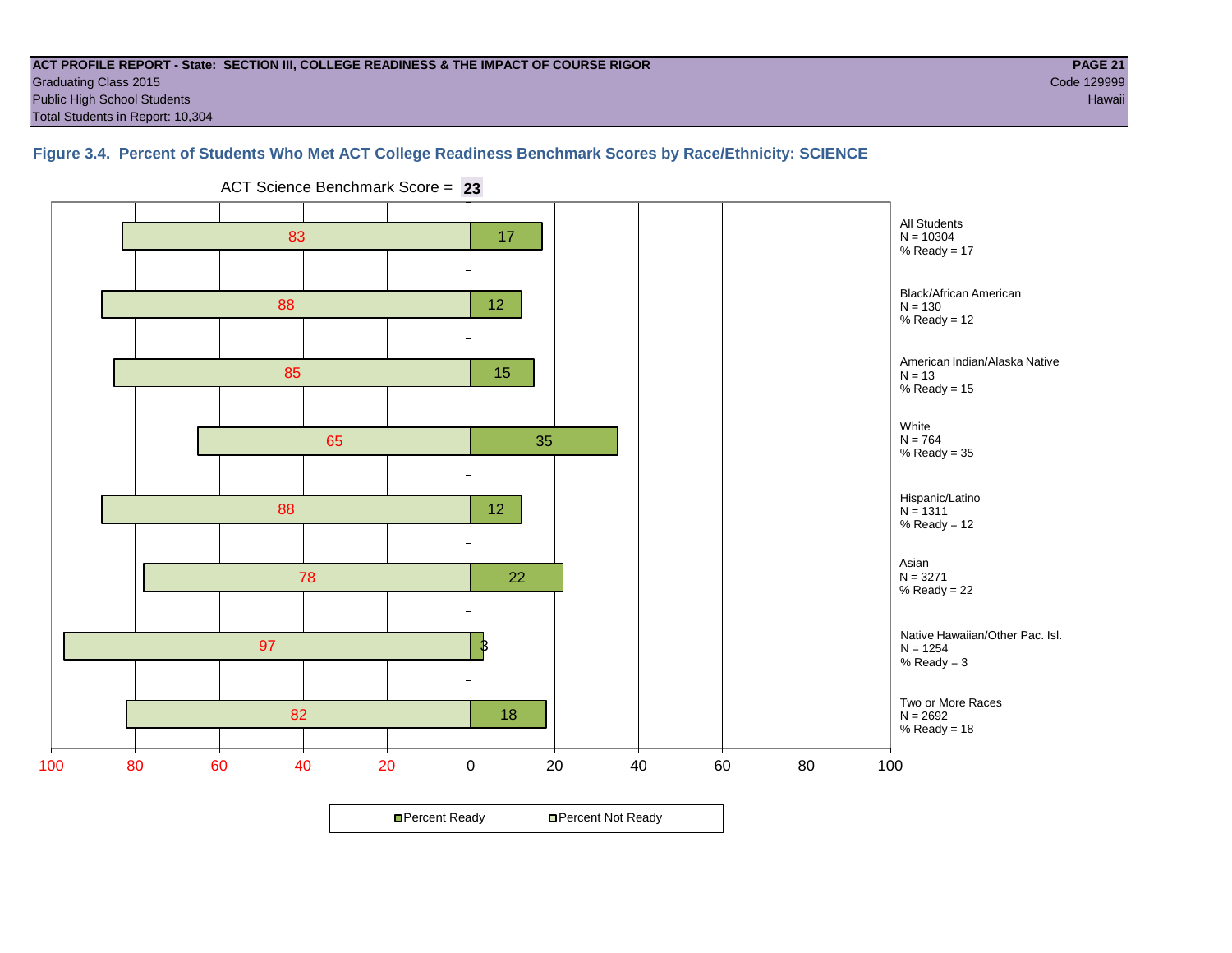**ACT PROFILE REPORT - State: SECTION III, COLLEGE READINESS & THE IMPACT OF COURSE RIGOR**
Graduating Class 2015
Public High School Students
Total Students in Report: 10,304

Code 129999
Hawaii

### Figure 3.4. Percent of Students Who Met ACT College Readiness Benchmark Scores by Race/Ethnicity: SCIENCE

ACT Science Benchmark Score = **23**

| Group | N | Percent Not Ready | Percent Ready |
|---|---|---|---|
| All Students | 10304 | 83 | 17 |
| Black/African American | 130 | 88 | 12 |
| American Indian/Alaska Native | 13 | 85 | 15 |
| White | 764 | 65 | 35 |
| Hispanic/Latino | 1311 | 88 | 12 |
| Asian | 3271 | 78 | 22 |
| Native Hawaiian/Other Pac. Isl. | 1254 | 97 | 3 |
| Two or More Races | 2692 | 82 | 18 |

■ Percent Ready ■ Percent Not Ready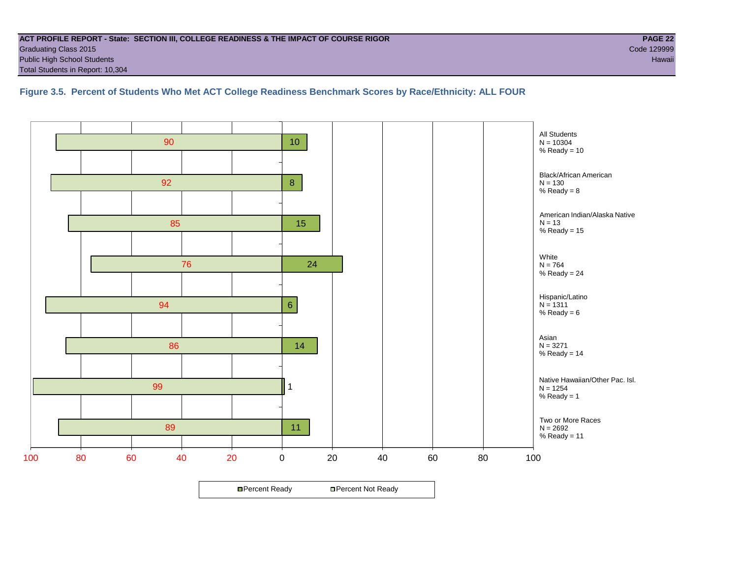**ACT PROFILE REPORT - State: SECTION III, COLLEGE READINESS & THE IMPACT OF COURSE RIGOR**
Graduating Class 2015
Public High School Students
Total Students in Report: 10,304

Code 129999
Hawaii

### Figure 3.5. Percent of Students Who Met ACT College Readiness Benchmark Scores by Race/Ethnicity: ALL FOUR

| Group | N | Percent Not Ready | Percent Ready |
|---|---|---|---|
| All Students | 10304 | 90 | 10 |
| Black/African American | 130 | 92 | 8 |
| American Indian/Alaska Native | 13 | 85 | 15 |
| White | 764 | 76 | 24 |
| Hispanic/Latino | 1311 | 94 | 6 |
| Asian | 3271 | 86 | 14 |
| Native Hawaiian/Other Pac. Isl. | 1254 | 99 | 1 |
| Two or More Races | 2692 | 89 | 11 |

Percent Ready    Percent Not Ready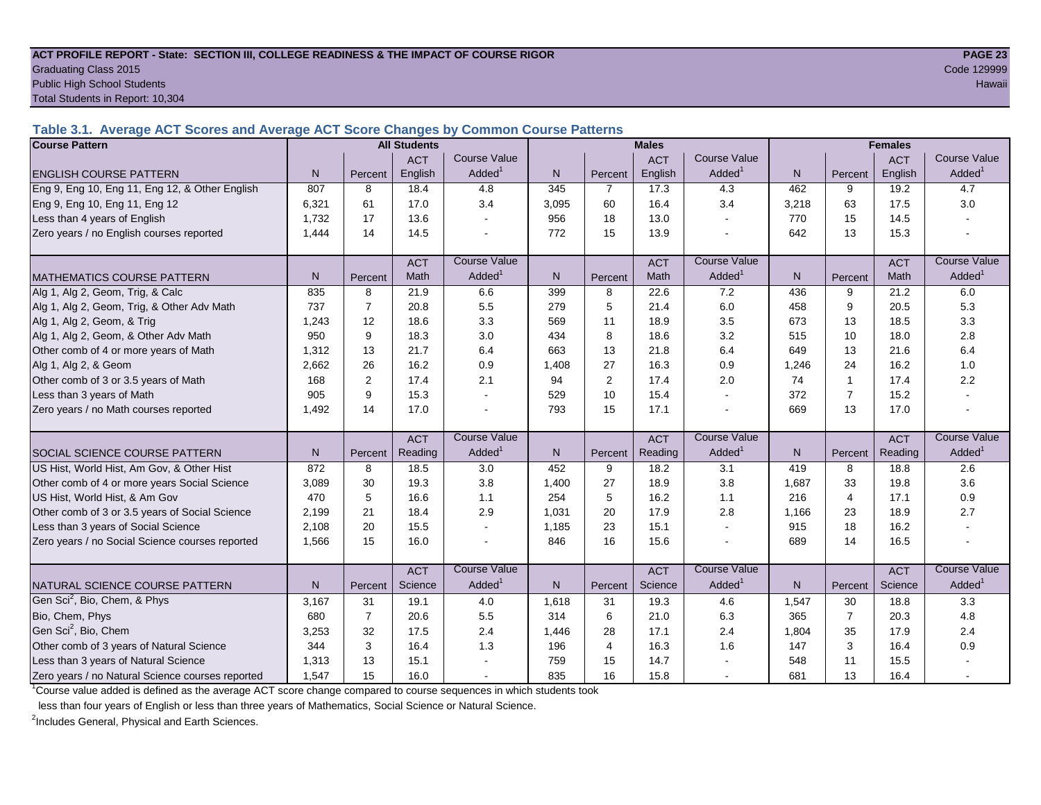**ACT PROFILE REPORT - State: SECTION III, COLLEGE READINESS & THE IMPACT OF COURSE RIGOR**

Graduating Class 2015 — Code 129999

Public High School Students — Hawaii

Total Students in Report: 10,304

### Table 3.1. Average ACT Scores and Average ACT Score Changes by Common Course Patterns

| Course Pattern | All Students | | | | Males | | | | Females | | | |
|---|---|---|---|---|---|---|---|---|---|---|---|---|
| ENGLISH COURSE PATTERN | N | Percent | ACT English | Course Value Added[1] | N | Percent | ACT English | Course Value Added[1] | N | Percent | ACT English | Course Value Added[1] |
| Eng 9, Eng 10, Eng 11, Eng 12, & Other English | 807 | 8 | 18.4 | 4.8 | 345 | 7 | 17.3 | 4.3 | 462 | 9 | 19.2 | 4.7 |
| Eng 9, Eng 10, Eng 11, Eng 12 | 6,321 | 61 | 17.0 | 3.4 | 3,095 | 60 | 16.4 | 3.4 | 3,218 | 63 | 17.5 | 3.0 |
| Less than 4 years of English | 1,732 | 17 | 13.6 | - | 956 | 18 | 13.0 | - | 770 | 15 | 14.5 | - |
| Zero years / no English courses reported | 1,444 | 14 | 14.5 | - | 772 | 15 | 13.9 | - | 642 | 13 | 15.3 | - |
| MATHEMATICS COURSE PATTERN | N | Percent | ACT Math | Course Value Added[1] | N | Percent | ACT Math | Course Value Added[1] | N | Percent | ACT Math | Course Value Added[1] |
| Alg 1, Alg 2, Geom, Trig, & Calc | 835 | 8 | 21.9 | 6.6 | 399 | 8 | 22.6 | 7.2 | 436 | 9 | 21.2 | 6.0 |
| Alg 1, Alg 2, Geom, Trig, & Other Adv Math | 737 | 7 | 20.8 | 5.5 | 279 | 5 | 21.4 | 6.0 | 458 | 9 | 20.5 | 5.3 |
| Alg 1, Alg 2, Geom, & Trig | 1,243 | 12 | 18.6 | 3.3 | 569 | 11 | 18.9 | 3.5 | 673 | 13 | 18.5 | 3.3 |
| Alg 1, Alg 2, Geom, & Other Adv Math | 950 | 9 | 18.3 | 3.0 | 434 | 8 | 18.6 | 3.2 | 515 | 10 | 18.0 | 2.8 |
| Other comb of 4 or more years of Math | 1,312 | 13 | 21.7 | 6.4 | 663 | 13 | 21.8 | 6.4 | 649 | 13 | 21.6 | 6.4 |
| Alg 1, Alg 2, & Geom | 2,662 | 26 | 16.2 | 0.9 | 1,408 | 27 | 16.3 | 0.9 | 1,246 | 24 | 16.2 | 1.0 |
| Other comb of 3 or 3.5 years of Math | 168 | 2 | 17.4 | 2.1 | 94 | 2 | 17.4 | 2.0 | 74 | 1 | 17.4 | 2.2 |
| Less than 3 years of Math | 905 | 9 | 15.3 | - | 529 | 10 | 15.4 | - | 372 | 7 | 15.2 | - |
| Zero years / no Math courses reported | 1,492 | 14 | 17.0 | - | 793 | 15 | 17.1 | - | 669 | 13 | 17.0 | - |
| SOCIAL SCIENCE COURSE PATTERN | N | Percent | ACT Reading | Course Value Added[1] | N | Percent | ACT Reading | Course Value Added[1] | N | Percent | ACT Reading | Course Value Added[1] |
| US Hist, World Hist, Am Gov, & Other Hist | 872 | 8 | 18.5 | 3.0 | 452 | 9 | 18.2 | 3.1 | 419 | 8 | 18.8 | 2.6 |
| Other comb of 4 or more years Social Science | 3,089 | 30 | 19.3 | 3.8 | 1,400 | 27 | 18.9 | 3.8 | 1,687 | 33 | 19.8 | 3.6 |
| US Hist, World Hist, & Am Gov | 470 | 5 | 16.6 | 1.1 | 254 | 5 | 16.2 | 1.1 | 216 | 4 | 17.1 | 0.9 |
| Other comb of 3 or 3.5 years of Social Science | 2,199 | 21 | 18.4 | 2.9 | 1,031 | 20 | 17.9 | 2.8 | 1,166 | 23 | 18.9 | 2.7 |
| Less than 3 years of Social Science | 2,108 | 20 | 15.5 | - | 1,185 | 23 | 15.1 | - | 915 | 18 | 16.2 | - |
| Zero years / no Social Science courses reported | 1,566 | 15 | 16.0 | - | 846 | 16 | 15.6 | - | 689 | 14 | 16.5 | - |
| NATURAL SCIENCE COURSE PATTERN | N | Percent | ACT Science | Course Value Added[1] | N | Percent | ACT Science | Course Value Added[1] | N | Percent | ACT Science | Course Value Added[1] |
| Gen Sci[2], Bio, Chem, & Phys | 3,167 | 31 | 19.1 | 4.0 | 1,618 | 31 | 19.3 | 4.6 | 1,547 | 30 | 18.8 | 3.3 |
| Bio, Chem, Phys | 680 | 7 | 20.6 | 5.5 | 314 | 6 | 21.0 | 6.3 | 365 | 7 | 20.3 | 4.8 |
| Gen Sci[2], Bio, Chem | 3,253 | 32 | 17.5 | 2.4 | 1,446 | 28 | 17.1 | 2.4 | 1,804 | 35 | 17.9 | 2.4 |
| Other comb of 3 years of Natural Science | 344 | 3 | 16.4 | 1.3 | 196 | 4 | 16.3 | 1.6 | 147 | 3 | 16.4 | 0.9 |
| Less than 3 years of Natural Science | 1,313 | 13 | 15.1 | - | 759 | 15 | 14.7 | - | 548 | 11 | 15.5 | - |
| Zero years / no Natural Science courses reported | 1,547 | 15 | 16.0 | - | 835 | 16 | 15.8 | - | 681 | 13 | 16.4 | - |

[1]Course value added is defined as the average ACT score change compared to course sequences in which students took less than four years of English or less than three years of Mathematics, Social Science or Natural Science.

[2]Includes General, Physical and Earth Sciences.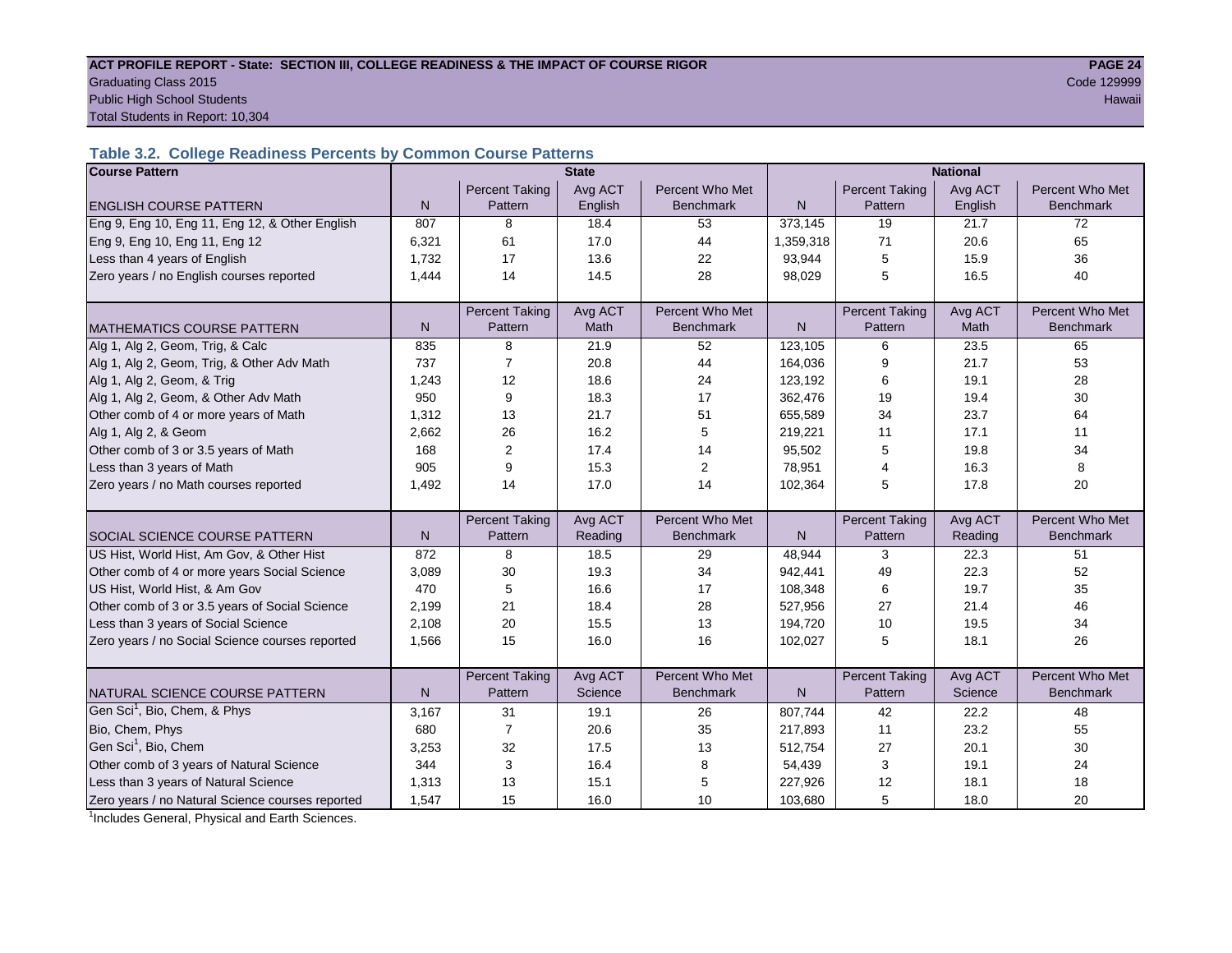**ACT PROFILE REPORT - State: SECTION III, COLLEGE READINESS & THE IMPACT OF COURSE RIGOR**
Graduating Class 2015
Public High School Students
Total Students in Report: 10,304

Code 129999
Hawaii

### Table 3.2. College Readiness Percents by Common Course Patterns

| Course Pattern | State | | | | National | | | |
|---|---|---|---|---|---|---|---|---|
| ENGLISH COURSE PATTERN | N | Percent Taking Pattern | Avg ACT English | Percent Who Met Benchmark | N | Percent Taking Pattern | Avg ACT English | Percent Who Met Benchmark |
| Eng 9, Eng 10, Eng 11, Eng 12, & Other English | 807 | 8 | 18.4 | 53 | 373,145 | 19 | 21.7 | 72 |
| Eng 9, Eng 10, Eng 11, Eng 12 | 6,321 | 61 | 17.0 | 44 | 1,359,318 | 71 | 20.6 | 65 |
| Less than 4 years of English | 1,732 | 17 | 13.6 | 22 | 93,944 | 5 | 15.9 | 36 |
| Zero years / no English courses reported | 1,444 | 14 | 14.5 | 28 | 98,029 | 5 | 16.5 | 40 |
| MATHEMATICS COURSE PATTERN | N | Percent Taking Pattern | Avg ACT Math | Percent Who Met Benchmark | N | Percent Taking Pattern | Avg ACT Math | Percent Who Met Benchmark |
| Alg 1, Alg 2, Geom, Trig, & Calc | 835 | 8 | 21.9 | 52 | 123,105 | 6 | 23.5 | 65 |
| Alg 1, Alg 2, Geom, Trig, & Other Adv Math | 737 | 7 | 20.8 | 44 | 164,036 | 9 | 21.7 | 53 |
| Alg 1, Alg 2, Geom, & Trig | 1,243 | 12 | 18.6 | 24 | 123,192 | 6 | 19.1 | 28 |
| Alg 1, Alg 2, Geom, & Other Adv Math | 950 | 9 | 18.3 | 17 | 362,476 | 19 | 19.4 | 30 |
| Other comb of 4 or more years of Math | 1,312 | 13 | 21.7 | 51 | 655,589 | 34 | 23.7 | 64 |
| Alg 1, Alg 2, & Geom | 2,662 | 26 | 16.2 | 5 | 219,221 | 11 | 17.1 | 11 |
| Other comb of 3 or 3.5 years of Math | 168 | 2 | 17.4 | 14 | 95,502 | 5 | 19.8 | 34 |
| Less than 3 years of Math | 905 | 9 | 15.3 | 2 | 78,951 | 4 | 16.3 | 8 |
| Zero years / no Math courses reported | 1,492 | 14 | 17.0 | 14 | 102,364 | 5 | 17.8 | 20 |
| SOCIAL SCIENCE COURSE PATTERN | N | Percent Taking Pattern | Avg ACT Reading | Percent Who Met Benchmark | N | Percent Taking Pattern | Avg ACT Reading | Percent Who Met Benchmark |
| US Hist, World Hist, Am Gov, & Other Hist | 872 | 8 | 18.5 | 29 | 48,944 | 3 | 22.3 | 51 |
| Other comb of 4 or more years Social Science | 3,089 | 30 | 19.3 | 34 | 942,441 | 49 | 22.3 | 52 |
| US Hist, World Hist, & Am Gov | 470 | 5 | 16.6 | 17 | 108,348 | 6 | 19.7 | 35 |
| Other comb of 3 or 3.5 years of Social Science | 2,199 | 21 | 18.4 | 28 | 527,956 | 27 | 21.4 | 46 |
| Less than 3 years of Social Science | 2,108 | 20 | 15.5 | 13 | 194,720 | 10 | 19.5 | 34 |
| Zero years / no Social Science courses reported | 1,566 | 15 | 16.0 | 16 | 102,027 | 5 | 18.1 | 26 |
| NATURAL SCIENCE COURSE PATTERN | N | Percent Taking Pattern | Avg ACT Science | Percent Who Met Benchmark | N | Percent Taking Pattern | Avg ACT Science | Percent Who Met Benchmark |
| Gen Sci[1], Bio, Chem, & Phys | 3,167 | 31 | 19.1 | 26 | 807,744 | 42 | 22.2 | 48 |
| Bio, Chem, Phys | 680 | 7 | 20.6 | 35 | 217,893 | 11 | 23.2 | 55 |
| Gen Sci[1], Bio, Chem | 3,253 | 32 | 17.5 | 13 | 512,754 | 27 | 20.1 | 30 |
| Other comb of 3 years of Natural Science | 344 | 3 | 16.4 | 8 | 54,439 | 3 | 19.1 | 24 |
| Less than 3 years of Natural Science | 1,313 | 13 | 15.1 | 5 | 227,926 | 12 | 18.1 | 18 |
| Zero years / no Natural Science courses reported | 1,547 | 15 | 16.0 | 10 | 103,680 | 5 | 18.0 | 20 |

[1]Includes General, Physical and Earth Sciences.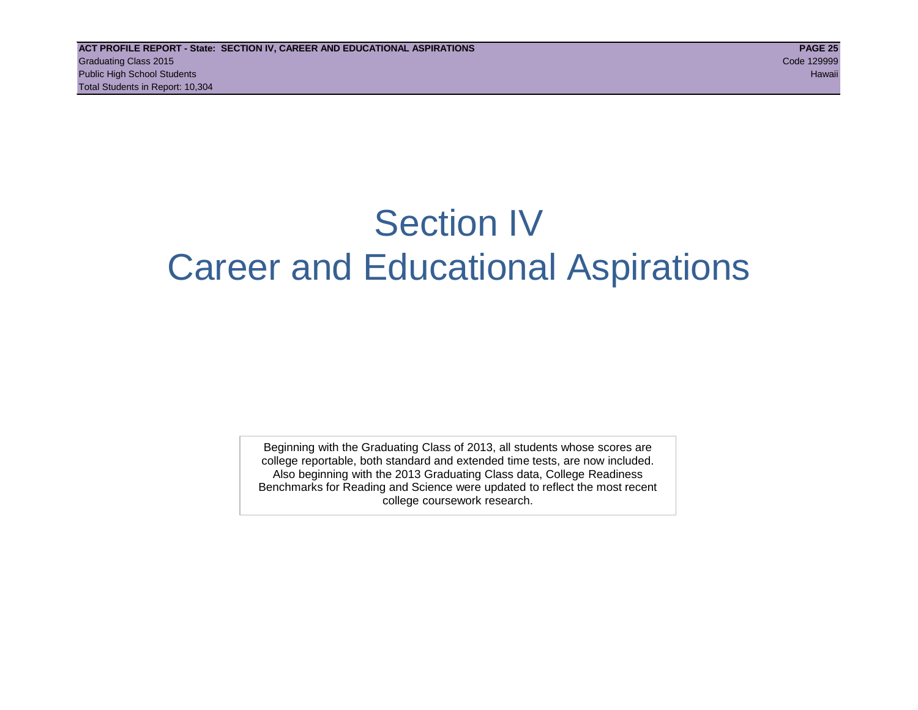# Section IV
# Career and Educational Aspirations

Beginning with the Graduating Class of 2013, all students whose scores are college reportable, both standard and extended time tests, are now included. Also beginning with the 2013 Graduating Class data, College Readiness Benchmarks for Reading and Science were updated to reflect the most recent college coursework research.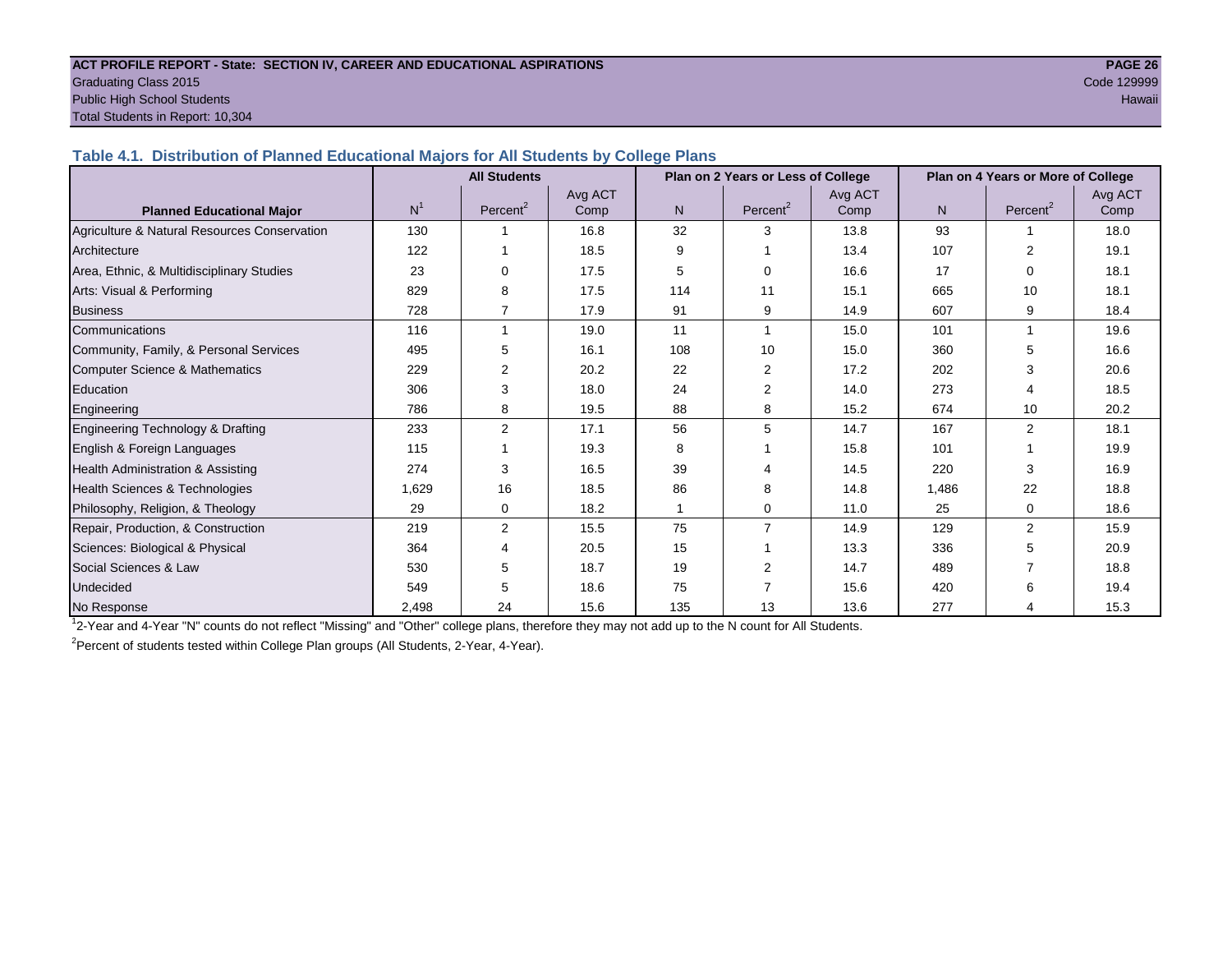**ACT PROFILE REPORT - State: SECTION IV, CAREER AND EDUCATIONAL ASPIRATIONS**
Graduating Class 2015
Public High School Students
Total Students in Report: 10,304

Code 129999
Hawaii

### Table 4.1. Distribution of Planned Educational Majors for All Students by College Plans

| | All Students | | | Plan on 2 Years or Less of College | | | Plan on 4 Years or More of College | | |
|---|---|---|---|---|---|---|---|---|---|
| Planned Educational Major | N[1] | Percent[2] | Avg ACT Comp | N | Percent[2] | Avg ACT Comp | N | Percent[2] | Avg ACT Comp |
| Agriculture & Natural Resources Conservation | 130 | 1 | 16.8 | 32 | 3 | 13.8 | 93 | 1 | 18.0 |
| Architecture | 122 | 1 | 18.5 | 9 | 1 | 13.4 | 107 | 2 | 19.1 |
| Area, Ethnic, & Multidisciplinary Studies | 23 | 0 | 17.5 | 5 | 0 | 16.6 | 17 | 0 | 18.1 |
| Arts: Visual & Performing | 829 | 8 | 17.5 | 114 | 11 | 15.1 | 665 | 10 | 18.1 |
| Business | 728 | 7 | 17.9 | 91 | 9 | 14.9 | 607 | 9 | 18.4 |
| Communications | 116 | 1 | 19.0 | 11 | 1 | 15.0 | 101 | 1 | 19.6 |
| Community, Family, & Personal Services | 495 | 5 | 16.1 | 108 | 10 | 15.0 | 360 | 5 | 16.6 |
| Computer Science & Mathematics | 229 | 2 | 20.2 | 22 | 2 | 17.2 | 202 | 3 | 20.6 |
| Education | 306 | 3 | 18.0 | 24 | 2 | 14.0 | 273 | 4 | 18.5 |
| Engineering | 786 | 8 | 19.5 | 88 | 8 | 15.2 | 674 | 10 | 20.2 |
| Engineering Technology & Drafting | 233 | 2 | 17.1 | 56 | 5 | 14.7 | 167 | 2 | 18.1 |
| English & Foreign Languages | 115 | 1 | 19.3 | 8 | 1 | 15.8 | 101 | 1 | 19.9 |
| Health Administration & Assisting | 274 | 3 | 16.5 | 39 | 4 | 14.5 | 220 | 3 | 16.9 |
| Health Sciences & Technologies | 1,629 | 16 | 18.5 | 86 | 8 | 14.8 | 1,486 | 22 | 18.8 |
| Philosophy, Religion, & Theology | 29 | 0 | 18.2 | 1 | 0 | 11.0 | 25 | 0 | 18.6 |
| Repair, Production, & Construction | 219 | 2 | 15.5 | 75 | 7 | 14.9 | 129 | 2 | 15.9 |
| Sciences: Biological & Physical | 364 | 4 | 20.5 | 15 | 1 | 13.3 | 336 | 5 | 20.9 |
| Social Sciences & Law | 530 | 5 | 18.7 | 19 | 2 | 14.7 | 489 | 7 | 18.8 |
| Undecided | 549 | 5 | 18.6 | 75 | 7 | 15.6 | 420 | 6 | 19.4 |
| No Response | 2,498 | 24 | 15.6 | 135 | 13 | 13.6 | 277 | 4 | 15.3 |

[1]2-Year and 4-Year "N" counts do not reflect "Missing" and "Other" college plans, therefore they may not add up to the N count for All Students.

[2]Percent of students tested within College Plan groups (All Students, 2-Year, 4-Year).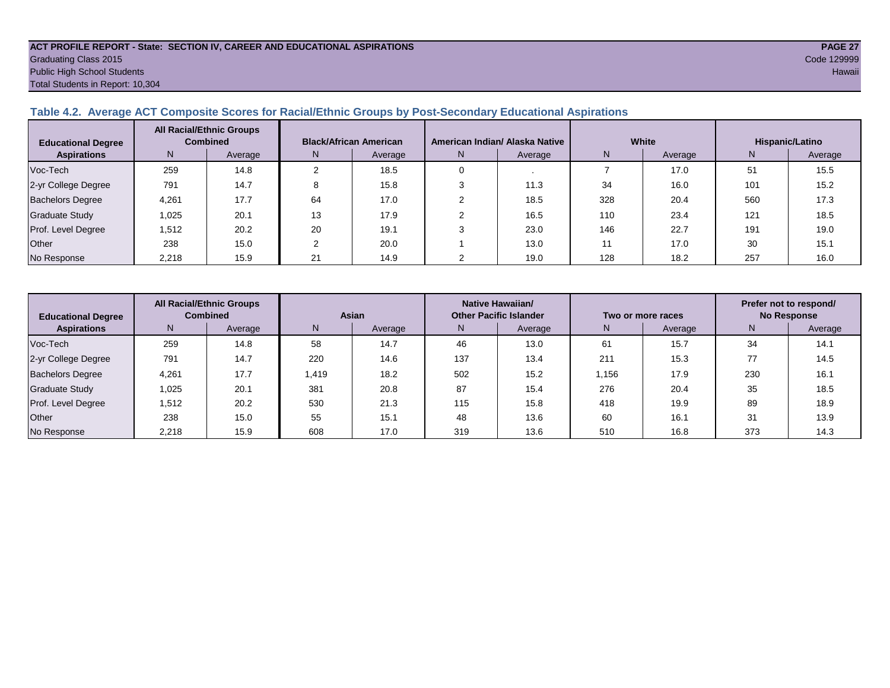**ACT PROFILE REPORT - State: SECTION IV, CAREER AND EDUCATIONAL ASPIRATIONS**
Graduating Class 2015
Public High School Students
Total Students in Report: 10,304

Code 129999
Hawaii

### Table 4.2. Average ACT Composite Scores for Racial/Ethnic Groups by Post-Secondary Educational Aspirations

| Educational Degree Aspirations | All Racial/Ethnic Groups Combined | | Black/African American | | American Indian/ Alaska Native | | White | | Hispanic/Latino | |
|---|---|---|---|---|---|---|---|---|---|---|
| | N | Average | N | Average | N | Average | N | Average | N | Average |
| Voc-Tech | 259 | 14.8 | 2 | 18.5 | 0 | . | 7 | 17.0 | 51 | 15.5 |
| 2-yr College Degree | 791 | 14.7 | 8 | 15.8 | 3 | 11.3 | 34 | 16.0 | 101 | 15.2 |
| Bachelors Degree | 4,261 | 17.7 | 64 | 17.0 | 2 | 18.5 | 328 | 20.4 | 560 | 17.3 |
| Graduate Study | 1,025 | 20.1 | 13 | 17.9 | 2 | 16.5 | 110 | 23.4 | 121 | 18.5 |
| Prof. Level Degree | 1,512 | 20.2 | 20 | 19.1 | 3 | 23.0 | 146 | 22.7 | 191 | 19.0 |
| Other | 238 | 15.0 | 2 | 20.0 | 1 | 13.0 | 11 | 17.0 | 30 | 15.1 |
| No Response | 2,218 | 15.9 | 21 | 14.9 | 2 | 19.0 | 128 | 18.2 | 257 | 16.0 |

| Educational Degree Aspirations | All Racial/Ethnic Groups Combined | | Asian | | Native Hawaiian/ Other Pacific Islander | | Two or more races | | Prefer not to respond/ No Response | |
|---|---|---|---|---|---|---|---|---|---|---|
| | N | Average | N | Average | N | Average | N | Average | N | Average |
| Voc-Tech | 259 | 14.8 | 58 | 14.7 | 46 | 13.0 | 61 | 15.7 | 34 | 14.1 |
| 2-yr College Degree | 791 | 14.7 | 220 | 14.6 | 137 | 13.4 | 211 | 15.3 | 77 | 14.5 |
| Bachelors Degree | 4,261 | 17.7 | 1,419 | 18.2 | 502 | 15.2 | 1,156 | 17.9 | 230 | 16.1 |
| Graduate Study | 1,025 | 20.1 | 381 | 20.8 | 87 | 15.4 | 276 | 20.4 | 35 | 18.5 |
| Prof. Level Degree | 1,512 | 20.2 | 530 | 21.3 | 115 | 15.8 | 418 | 19.9 | 89 | 18.9 |
| Other | 238 | 15.0 | 55 | 15.1 | 48 | 13.6 | 60 | 16.1 | 31 | 13.9 |
| No Response | 2,218 | 15.9 | 608 | 17.0 | 319 | 13.6 | 510 | 16.8 | 373 | 14.3 |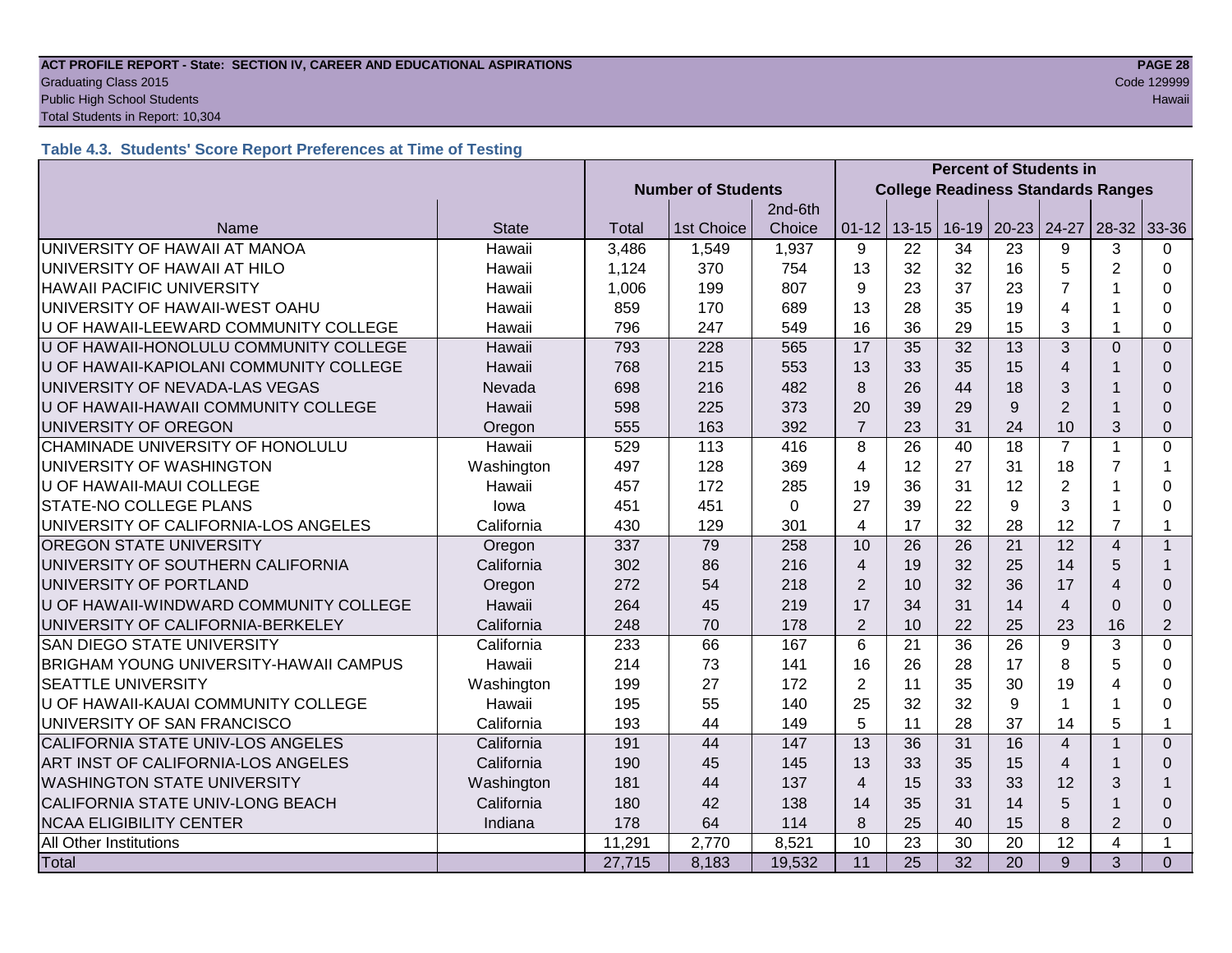**ACT PROFILE REPORT - State: SECTION IV, CAREER AND EDUCATIONAL ASPIRATIONS**
Graduating Class 2015
Public High School Students
Total Students in Report: 10,304

Code 129999
Hawaii

### Table 4.3. Students' Score Report Preferences at Time of Testing

| | | Number of Students | | | Percent of Students in College Readiness Standards Ranges | | | | | | |
|---|---|---|---|---|---|---|---|---|---|---|---|
| Name | State | Total | 1st Choice | 2nd-6th Choice | 01-12 | 13-15 | 16-19 | 20-23 | 24-27 | 28-32 | 33-36 |
| UNIVERSITY OF HAWAII AT MANOA | Hawaii | 3,486 | 1,549 | 1,937 | 9 | 22 | 34 | 23 | 9 | 3 | 0 |
| UNIVERSITY OF HAWAII AT HILO | Hawaii | 1,124 | 370 | 754 | 13 | 32 | 32 | 16 | 5 | 2 | 0 |
| HAWAII PACIFIC UNIVERSITY | Hawaii | 1,006 | 199 | 807 | 9 | 23 | 37 | 23 | 7 | 1 | 0 |
| UNIVERSITY OF HAWAII-WEST OAHU | Hawaii | 859 | 170 | 689 | 13 | 28 | 35 | 19 | 4 | 1 | 0 |
| U OF HAWAII-LEEWARD COMMUNITY COLLEGE | Hawaii | 796 | 247 | 549 | 16 | 36 | 29 | 15 | 3 | 1 | 0 |
| U OF HAWAII-HONOLULU COMMUNITY COLLEGE | Hawaii | 793 | 228 | 565 | 17 | 35 | 32 | 13 | 3 | 0 | 0 |
| U OF HAWAII-KAPIOLANI COMMUNITY COLLEGE | Hawaii | 768 | 215 | 553 | 13 | 33 | 35 | 15 | 4 | 1 | 0 |
| UNIVERSITY OF NEVADA-LAS VEGAS | Nevada | 698 | 216 | 482 | 8 | 26 | 44 | 18 | 3 | 1 | 0 |
| U OF HAWAII-HAWAII COMMUNITY COLLEGE | Hawaii | 598 | 225 | 373 | 20 | 39 | 29 | 9 | 2 | 1 | 0 |
| UNIVERSITY OF OREGON | Oregon | 555 | 163 | 392 | 7 | 23 | 31 | 24 | 10 | 3 | 0 |
| CHAMINADE UNIVERSITY OF HONOLULU | Hawaii | 529 | 113 | 416 | 8 | 26 | 40 | 18 | 7 | 1 | 0 |
| UNIVERSITY OF WASHINGTON | Washington | 497 | 128 | 369 | 4 | 12 | 27 | 31 | 18 | 7 | 1 |
| U OF HAWAII-MAUI COLLEGE | Hawaii | 457 | 172 | 285 | 19 | 36 | 31 | 12 | 2 | 1 | 0 |
| STATE-NO COLLEGE PLANS | Iowa | 451 | 451 | 0 | 27 | 39 | 22 | 9 | 3 | 1 | 0 |
| UNIVERSITY OF CALIFORNIA-LOS ANGELES | California | 430 | 129 | 301 | 4 | 17 | 32 | 28 | 12 | 7 | 1 |
| OREGON STATE UNIVERSITY | Oregon | 337 | 79 | 258 | 10 | 26 | 26 | 21 | 12 | 4 | 1 |
| UNIVERSITY OF SOUTHERN CALIFORNIA | California | 302 | 86 | 216 | 4 | 19 | 32 | 25 | 14 | 5 | 1 |
| UNIVERSITY OF PORTLAND | Oregon | 272 | 54 | 218 | 2 | 10 | 32 | 36 | 17 | 4 | 0 |
| U OF HAWAII-WINDWARD COMMUNITY COLLEGE | Hawaii | 264 | 45 | 219 | 17 | 34 | 31 | 14 | 4 | 0 | 0 |
| UNIVERSITY OF CALIFORNIA-BERKELEY | California | 248 | 70 | 178 | 2 | 10 | 22 | 25 | 23 | 16 | 2 |
| SAN DIEGO STATE UNIVERSITY | California | 233 | 66 | 167 | 6 | 21 | 36 | 26 | 9 | 3 | 0 |
| BRIGHAM YOUNG UNIVERSITY-HAWAII CAMPUS | Hawaii | 214 | 73 | 141 | 16 | 26 | 28 | 17 | 8 | 5 | 0 |
| SEATTLE UNIVERSITY | Washington | 199 | 27 | 172 | 2 | 11 | 35 | 30 | 19 | 4 | 0 |
| U OF HAWAII-KAUAI COMMUNITY COLLEGE | Hawaii | 195 | 55 | 140 | 25 | 32 | 32 | 9 | 1 | 1 | 0 |
| UNIVERSITY OF SAN FRANCISCO | California | 193 | 44 | 149 | 5 | 11 | 28 | 37 | 14 | 5 | 1 |
| CALIFORNIA STATE UNIV-LOS ANGELES | California | 191 | 44 | 147 | 13 | 36 | 31 | 16 | 4 | 1 | 0 |
| ART INST OF CALIFORNIA-LOS ANGELES | California | 190 | 45 | 145 | 13 | 33 | 35 | 15 | 4 | 1 | 0 |
| WASHINGTON STATE UNIVERSITY | Washington | 181 | 44 | 137 | 4 | 15 | 33 | 33 | 12 | 3 | 1 |
| CALIFORNIA STATE UNIV-LONG BEACH | California | 180 | 42 | 138 | 14 | 35 | 31 | 14 | 5 | 1 | 0 |
| NCAA ELIGIBILITY CENTER | Indiana | 178 | 64 | 114 | 8 | 25 | 40 | 15 | 8 | 2 | 0 |
| All Other Institutions | | 11,291 | 2,770 | 8,521 | 10 | 23 | 30 | 20 | 12 | 4 | 1 |
| Total | | 27,715 | 8,183 | 19,532 | 11 | 25 | 32 | 20 | 9 | 3 | 0 |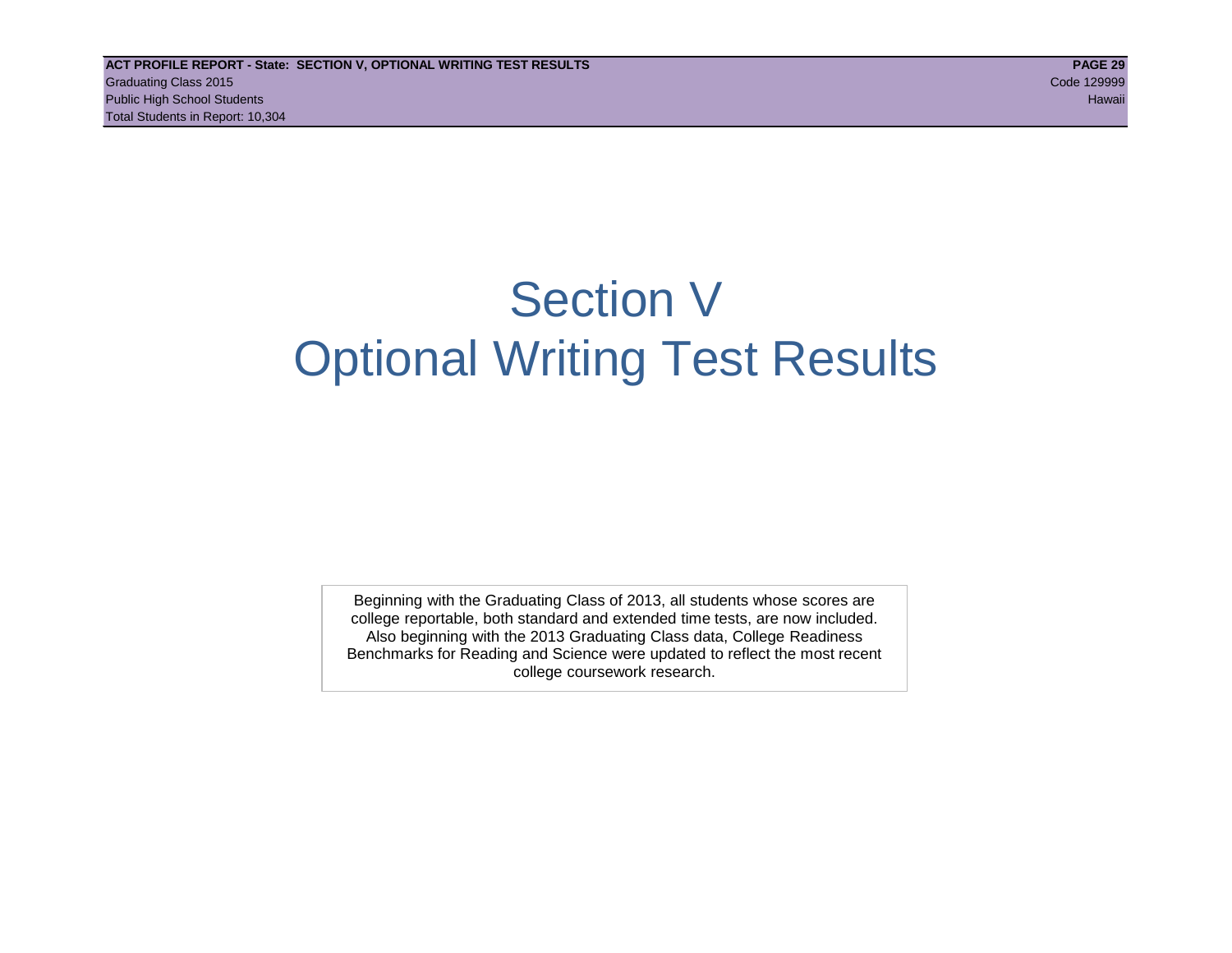# Section V
# Optional Writing Test Results

Beginning with the Graduating Class of 2013, all students whose scores are college reportable, both standard and extended time tests, are now included. Also beginning with the 2013 Graduating Class data, College Readiness Benchmarks for Reading and Science were updated to reflect the most recent college coursework research.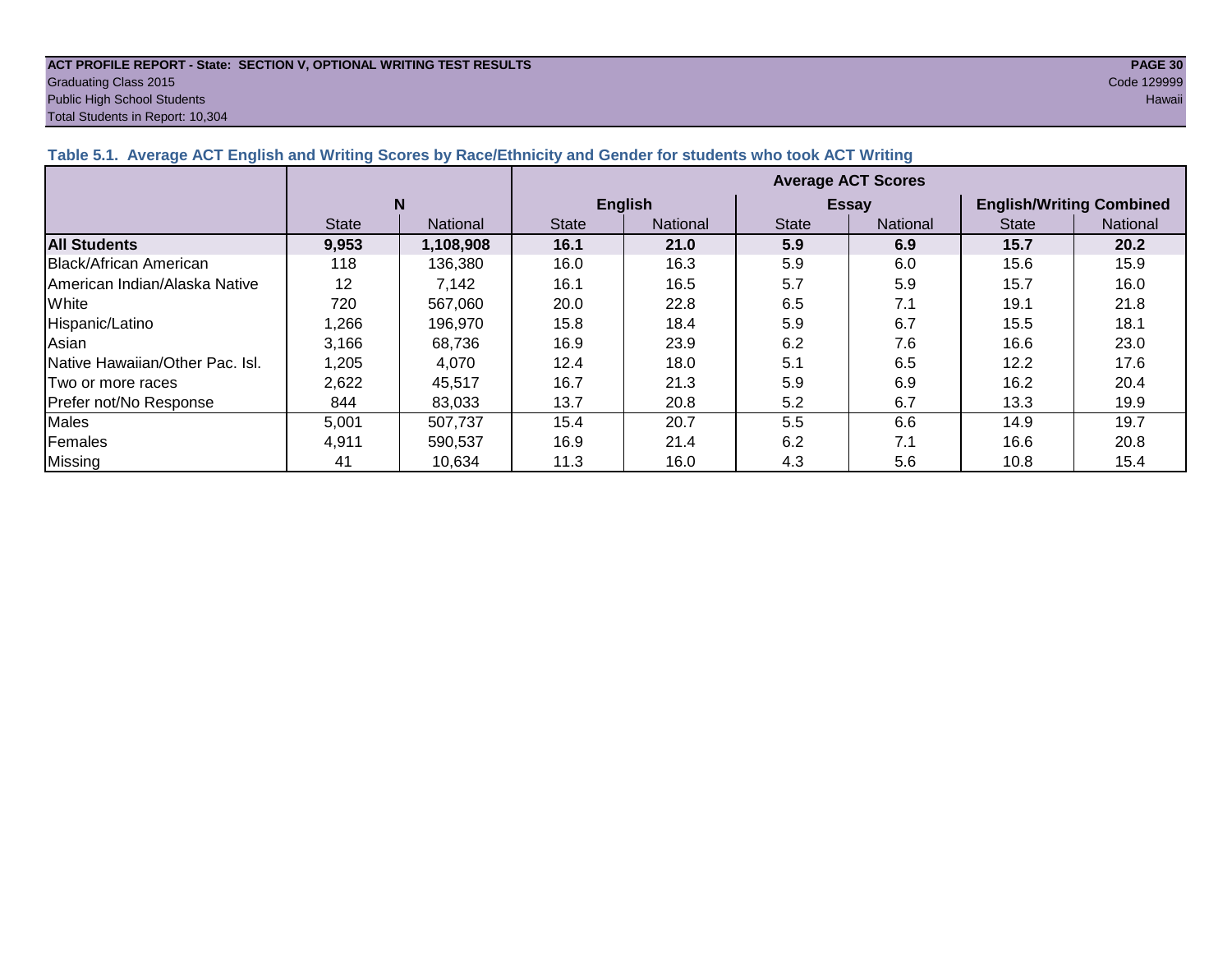**ACT PROFILE REPORT - State: SECTION V, OPTIONAL WRITING TEST RESULTS**
Graduating Class 2015
Public High School Students
Total Students in Report: 10,304

Code 129999
Hawaii

### Table 5.1. Average ACT English and Writing Scores by Race/Ethnicity and Gender for students who took ACT Writing

| | N | | Average ACT Scores | | | | | |
|---|---|---|---|---|---|---|---|---|
| | | | English | | Essay | | English/Writing Combined | |
| | State | National | State | National | State | National | State | National |
| **All Students** | **9,953** | **1,108,908** | **16.1** | **21.0** | **5.9** | **6.9** | **15.7** | **20.2** |
| Black/African American | 118 | 136,380 | 16.0 | 16.3 | 5.9 | 6.0 | 15.6 | 15.9 |
| American Indian/Alaska Native | 12 | 7,142 | 16.1 | 16.5 | 5.7 | 5.9 | 15.7 | 16.0 |
| White | 720 | 567,060 | 20.0 | 22.8 | 6.5 | 7.1 | 19.1 | 21.8 |
| Hispanic/Latino | 1,266 | 196,970 | 15.8 | 18.4 | 5.9 | 6.7 | 15.5 | 18.1 |
| Asian | 3,166 | 68,736 | 16.9 | 23.9 | 6.2 | 7.6 | 16.6 | 23.0 |
| Native Hawaiian/Other Pac. Isl. | 1,205 | 4,070 | 12.4 | 18.0 | 5.1 | 6.5 | 12.2 | 17.6 |
| Two or more races | 2,622 | 45,517 | 16.7 | 21.3 | 5.9 | 6.9 | 16.2 | 20.4 |
| Prefer not/No Response | 844 | 83,033 | 13.7 | 20.8 | 5.2 | 6.7 | 13.3 | 19.9 |
| Males | 5,001 | 507,737 | 15.4 | 20.7 | 5.5 | 6.6 | 14.9 | 19.7 |
| Females | 4,911 | 590,537 | 16.9 | 21.4 | 6.2 | 7.1 | 16.6 | 20.8 |
| Missing | 41 | 10,634 | 11.3 | 16.0 | 4.3 | 5.6 | 10.8 | 15.4 |